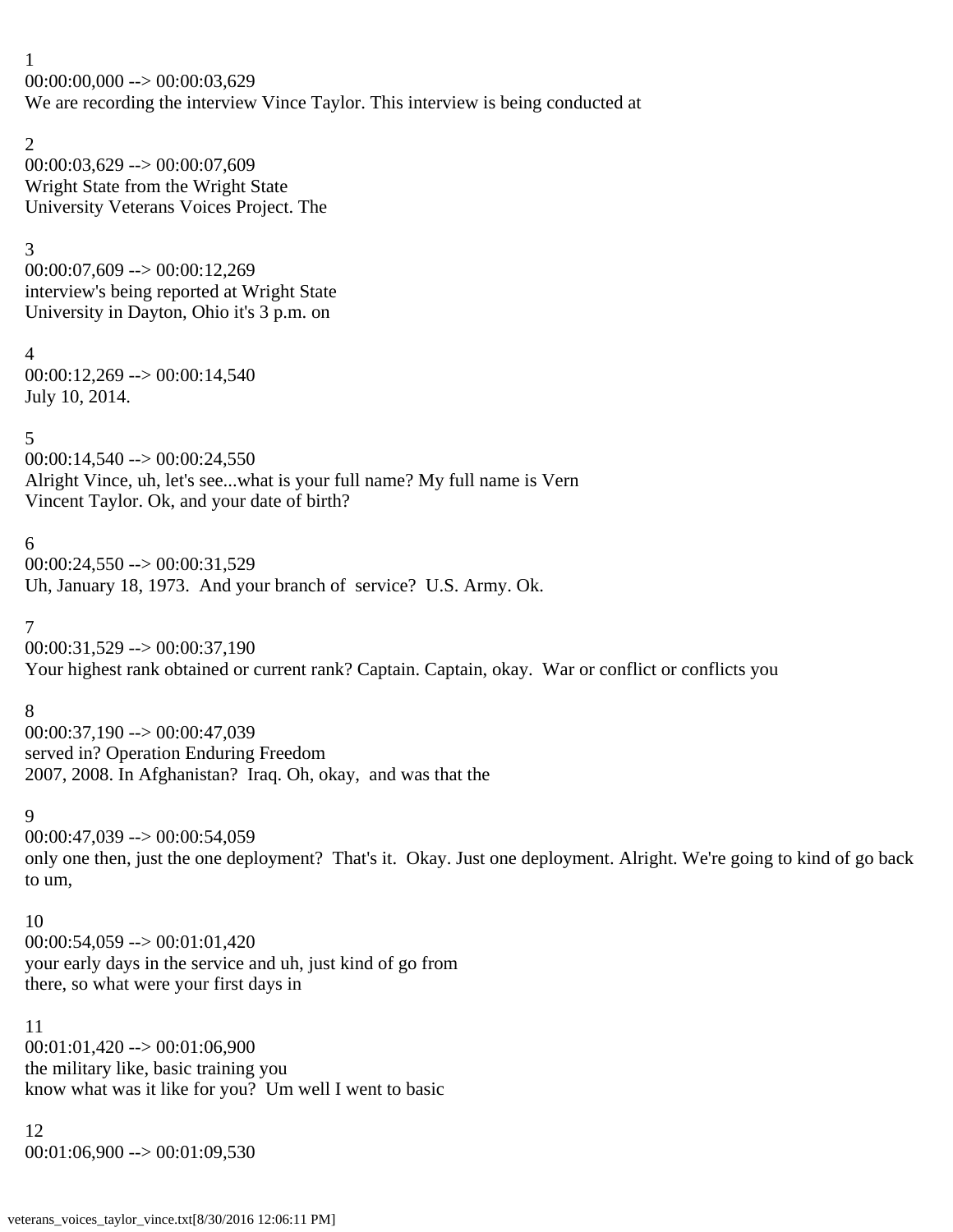1
00:00:00,000 --> 00:00:03,629
We are recording the interview Vince Taylor. This interview is being conducted at

2
00:00:03,629 --> 00:00:07,609
Wright State from the Wright State
University Veterans Voices Project. The

3
00:00:07,609 --> 00:00:12,269
interview's being reported at Wright State
University in Dayton, Ohio it's 3 p.m. on

4
00:00:12,269 --> 00:00:14,540
July 10, 2014.

5
00:00:14,540 --> 00:00:24,550
Alright Vince, uh, let's see...what is your full name? My full name is Vern
Vincent Taylor. Ok, and your date of birth?

6
00:00:24,550 --> 00:00:31,529
Uh, January 18, 1973. And your branch of service? U.S. Army. Ok.

7
00:00:31,529 --> 00:00:37,190
Your highest rank obtained or current rank? Captain. Captain, okay. War or conflict or conflicts you

8
00:00:37,190 --> 00:00:47,039
served in? Operation Enduring Freedom
2007, 2008. In Afghanistan? Iraq. Oh, okay, and was that the

9
00:00:47,039 --> 00:00:54,059
only one then, just the one deployment? That's it. Okay. Just one deployment. Alright. We're going to kind of go back to um,

10
00:00:54,059 --> 00:01:01,420
your early days in the service and uh, just kind of go from
there, so what were your first days in

11
00:01:01,420 --> 00:01:06,900
the military like, basic training you
know what was it like for you? Um well I went to basic

12
00:01:06,900 --> 00:01:09,530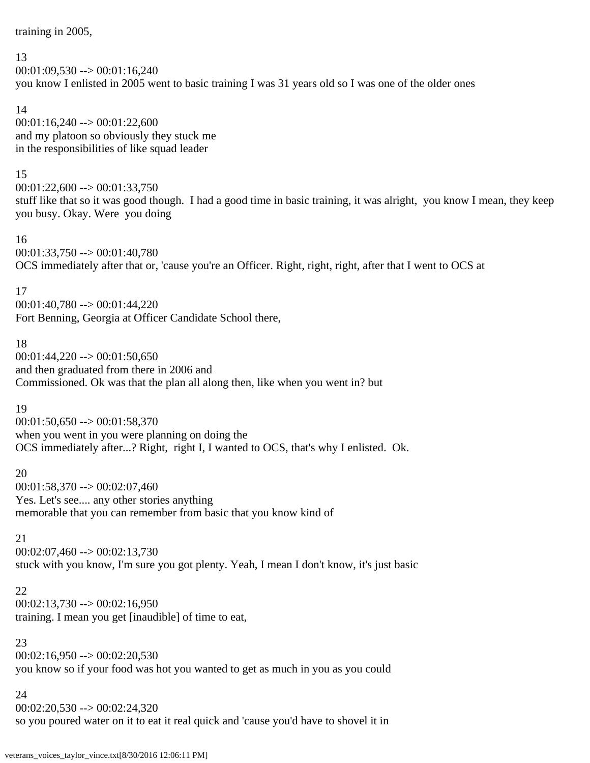training in 2005,

13
00:01:09,530 --> 00:01:16,240
you know I enlisted in 2005 went to basic training I was 31 years old so I was one of the older ones

14
00:01:16,240 --> 00:01:22,600
and my platoon so obviously they stuck me
in the responsibilities of like squad leader

15
00:01:22,600 --> 00:01:33,750
stuff like that so it was good though. I had a good time in basic training, it was alright, you know I mean, they keep you busy. Okay. Were you doing

16
00:01:33,750 --> 00:01:40,780
OCS immediately after that or, 'cause you're an Officer. Right, right, right, after that I went to OCS at

17
00:01:40,780 --> 00:01:44,220
Fort Benning, Georgia at Officer Candidate School there,

18
00:01:44,220 --> 00:01:50,650
and then graduated from there in 2006 and
Commissioned. Ok was that the plan all along then, like when you went in? but

19
00:01:50,650 --> 00:01:58,370
when you went in you were planning on doing the
OCS immediately after...? Right, right I, I wanted to OCS, that's why I enlisted. Ok.

20
00:01:58,370 --> 00:02:07,460
Yes. Let's see.... any other stories anything
memorable that you can remember from basic that you know kind of

21
00:02:07,460 --> 00:02:13,730
stuck with you know, I'm sure you got plenty. Yeah, I mean I don't know, it's just basic

22
00:02:13,730 --> 00:02:16,950
training. I mean you get [inaudible] of time to eat,

23
00:02:16,950 --> 00:02:20,530
you know so if your food was hot you wanted to get as much in you as you could

24
00:02:20,530 --> 00:02:24,320
so you poured water on it to eat it real quick and 'cause you'd have to shovel it in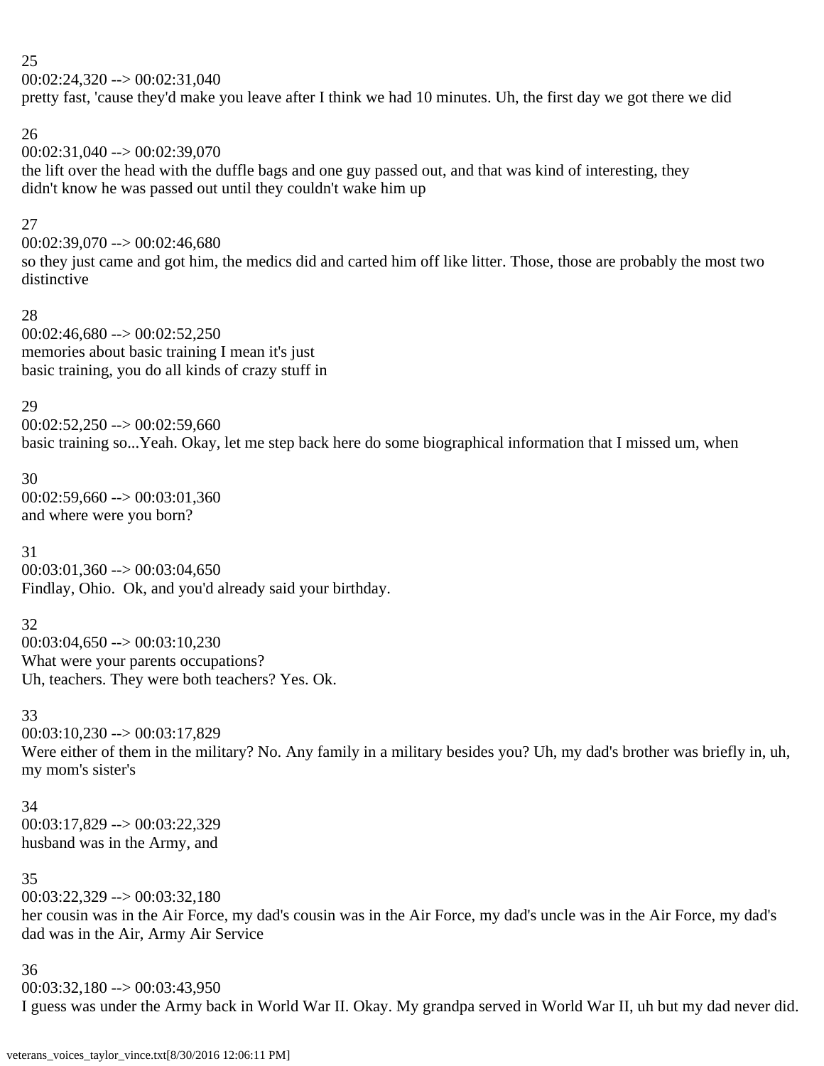25
00:02:24,320 --> 00:02:31,040
pretty fast, 'cause they'd make you leave after I think we had 10 minutes. Uh, the first day we got there we did

26
00:02:31,040 --> 00:02:39,070
the lift over the head with the duffle bags and one guy passed out, and that was kind of interesting, they didn't know he was passed out until they couldn't wake him up

27
00:02:39,070 --> 00:02:46,680
so they just came and got him, the medics did and carted him off like litter. Those, those are probably the most two distinctive

28
00:02:46,680 --> 00:02:52,250
memories about basic training I mean it's just basic training, you do all kinds of crazy stuff in

29
00:02:52,250 --> 00:02:59,660
basic training so...Yeah. Okay, let me step back here do some biographical information that I missed um, when

30
00:02:59,660 --> 00:03:01,360
and where were you born?

31
00:03:01,360 --> 00:03:04,650
Findlay, Ohio. Ok, and you'd already said your birthday.

32
00:03:04,650 --> 00:03:10,230
What were your parents occupations?
Uh, teachers. They were both teachers? Yes. Ok.

33
00:03:10,230 --> 00:03:17,829
Were either of them in the military? No. Any family in a military besides you? Uh, my dad's brother was briefly in, uh, my mom's sister's

34
00:03:17,829 --> 00:03:22,329
husband was in the Army, and

35
00:03:22,329 --> 00:03:32,180
her cousin was in the Air Force, my dad's cousin was in the Air Force, my dad's uncle was in the Air Force, my dad's dad was in the Air, Army Air Service

36
00:03:32,180 --> 00:03:43,950
I guess was under the Army back in World War II. Okay. My grandpa served in World War II, uh but my dad never did.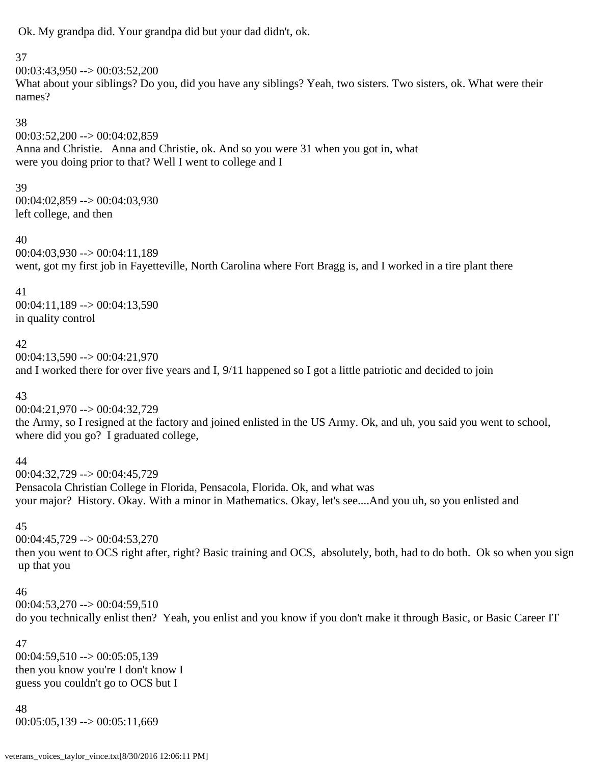Ok. My grandpa did. Your grandpa did but your dad didn't, ok.

37
00:03:43,950 --> 00:03:52,200
What about your siblings? Do you, did you have any siblings? Yeah, two sisters. Two sisters, ok. What were their names?

38
00:03:52,200 --> 00:04:02,859
Anna and Christie. Anna and Christie, ok. And so you were 31 when you got in, what were you doing prior to that? Well I went to college and I

39
00:04:02,859 --> 00:04:03,930
left college, and then

40
00:04:03,930 --> 00:04:11,189
went, got my first job in Fayetteville, North Carolina where Fort Bragg is, and I worked in a tire plant there

41
00:04:11,189 --> 00:04:13,590
in quality control

42
00:04:13,590 --> 00:04:21,970
and I worked there for over five years and I, 9/11 happened so I got a little patriotic and decided to join

43
00:04:21,970 --> 00:04:32,729
the Army, so I resigned at the factory and joined enlisted in the US Army. Ok, and uh, you said you went to school, where did you go? I graduated college,

44
00:04:32,729 --> 00:04:45,729
Pensacola Christian College in Florida, Pensacola, Florida. Ok, and what was your major? History. Okay. With a minor in Mathematics. Okay, let's see....And you uh, so you enlisted and

45
00:04:45,729 --> 00:04:53,270
then you went to OCS right after, right? Basic training and OCS, absolutely, both, had to do both. Ok so when you sign up that you

46
00:04:53,270 --> 00:04:59,510
do you technically enlist then? Yeah, you enlist and you know if you don't make it through Basic, or Basic Career IT

47
00:04:59,510 --> 00:05:05,139
then you know you're I don't know I guess you couldn't go to OCS but I

48
00:05:05,139 --> 00:05:11,669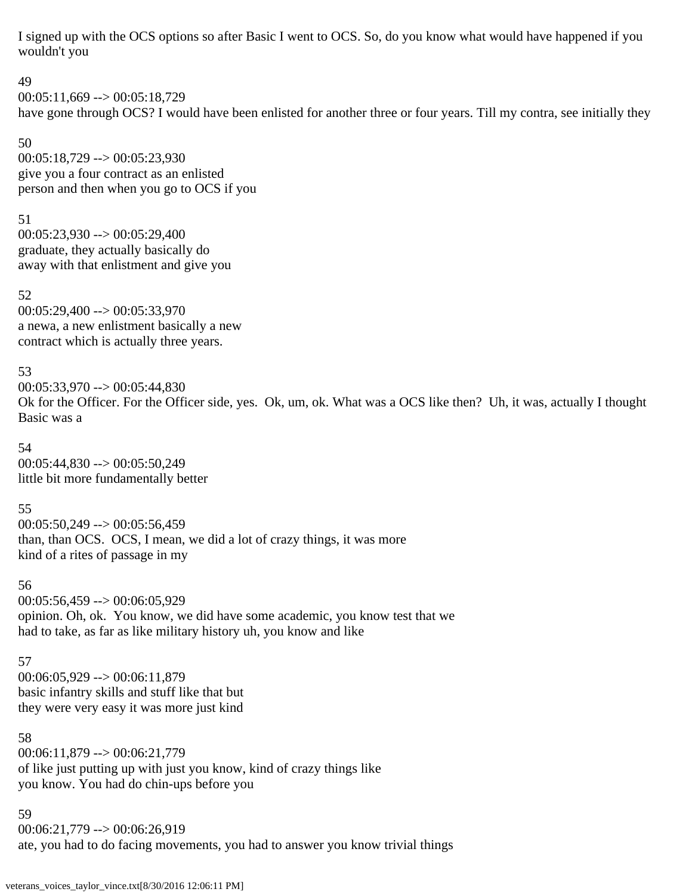I signed up with the OCS options so after Basic I went to OCS. So, do you know what would have happened if you wouldn't you

49
00:05:11,669 --> 00:05:18,729
have gone through OCS? I would have been enlisted for another three or four years. Till my contra, see initially they

50
00:05:18,729 --> 00:05:23,930
give you a four contract as an enlisted
person and then when you go to OCS if you

51
00:05:23,930 --> 00:05:29,400
graduate, they actually basically do
away with that enlistment and give you

52
00:05:29,400 --> 00:05:33,970
a newa, a new enlistment basically a new
contract which is actually three years.

53
00:05:33,970 --> 00:05:44,830
Ok for the Officer. For the Officer side, yes. Ok, um, ok. What was a OCS like then? Uh, it was, actually I thought Basic was a

54
00:05:44,830 --> 00:05:50,249
little bit more fundamentally better

55
00:05:50,249 --> 00:05:56,459
than, than OCS. OCS, I mean, we did a lot of crazy things, it was more
kind of a rites of passage in my

56
00:05:56,459 --> 00:06:05,929
opinion. Oh, ok. You know, we did have some academic, you know test that we
had to take, as far as like military history uh, you know and like

57
00:06:05,929 --> 00:06:11,879
basic infantry skills and stuff like that but
they were very easy it was more just kind

58
00:06:11,879 --> 00:06:21,779
of like just putting up with just you know, kind of crazy things like
you know. You had do chin-ups before you

59
00:06:21,779 --> 00:06:26,919
ate, you had to do facing movements, you had to answer you know trivial things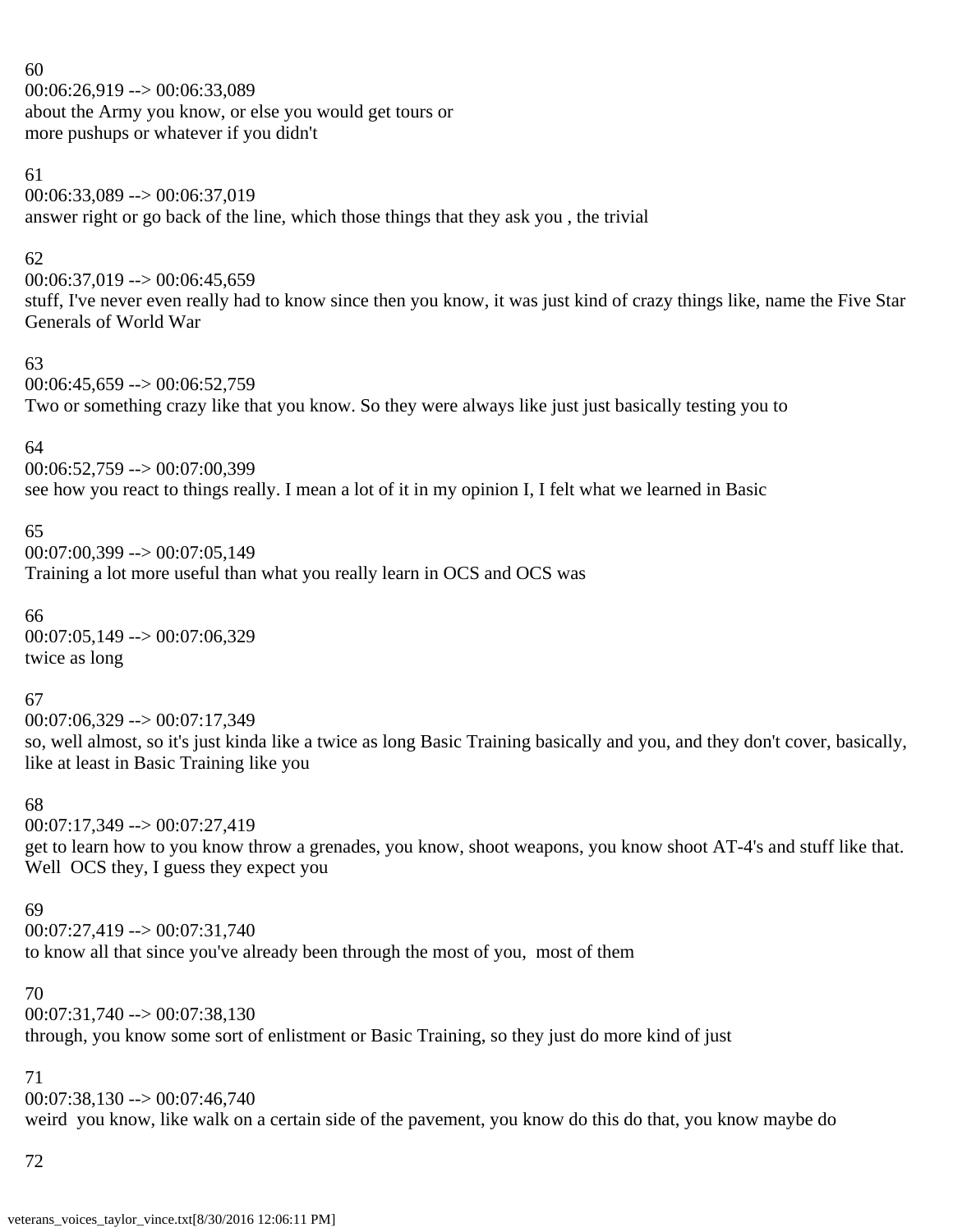60
00:06:26,919 --> 00:06:33,089
about the Army you know, or else you would get tours or
more pushups or whatever if you didn't

61
00:06:33,089 --> 00:06:37,019
answer right or go back of the line, which those things that they ask you , the trivial

62
00:06:37,019 --> 00:06:45,659
stuff, I've never even really had to know since then you know, it was just kind of crazy things like, name the Five Star Generals of World War

63
00:06:45,659 --> 00:06:52,759
Two or something crazy like that you know. So they were always like just just basically testing you to

64
00:06:52,759 --> 00:07:00,399
see how you react to things really. I mean a lot of it in my opinion I, I felt what we learned in Basic

65
00:07:00,399 --> 00:07:05,149
Training a lot more useful than what you really learn in OCS and OCS was

66
00:07:05,149 --> 00:07:06,329
twice as long

67
00:07:06,329 --> 00:07:17,349
so, well almost, so it's just kinda like a twice as long Basic Training basically and you, and they don't cover, basically, like at least in Basic Training like you

68
00:07:17,349 --> 00:07:27,419
get to learn how to you know throw a grenades, you know, shoot weapons, you know shoot AT-4's and stuff like that. Well OCS they, I guess they expect you

69
00:07:27,419 --> 00:07:31,740
to know all that since you've already been through the most of you, most of them

70
00:07:31,740 --> 00:07:38,130
through, you know some sort of enlistment or Basic Training, so they just do more kind of just

71
00:07:38,130 --> 00:07:46,740
weird you know, like walk on a certain side of the pavement, you know do this do that, you know maybe do

72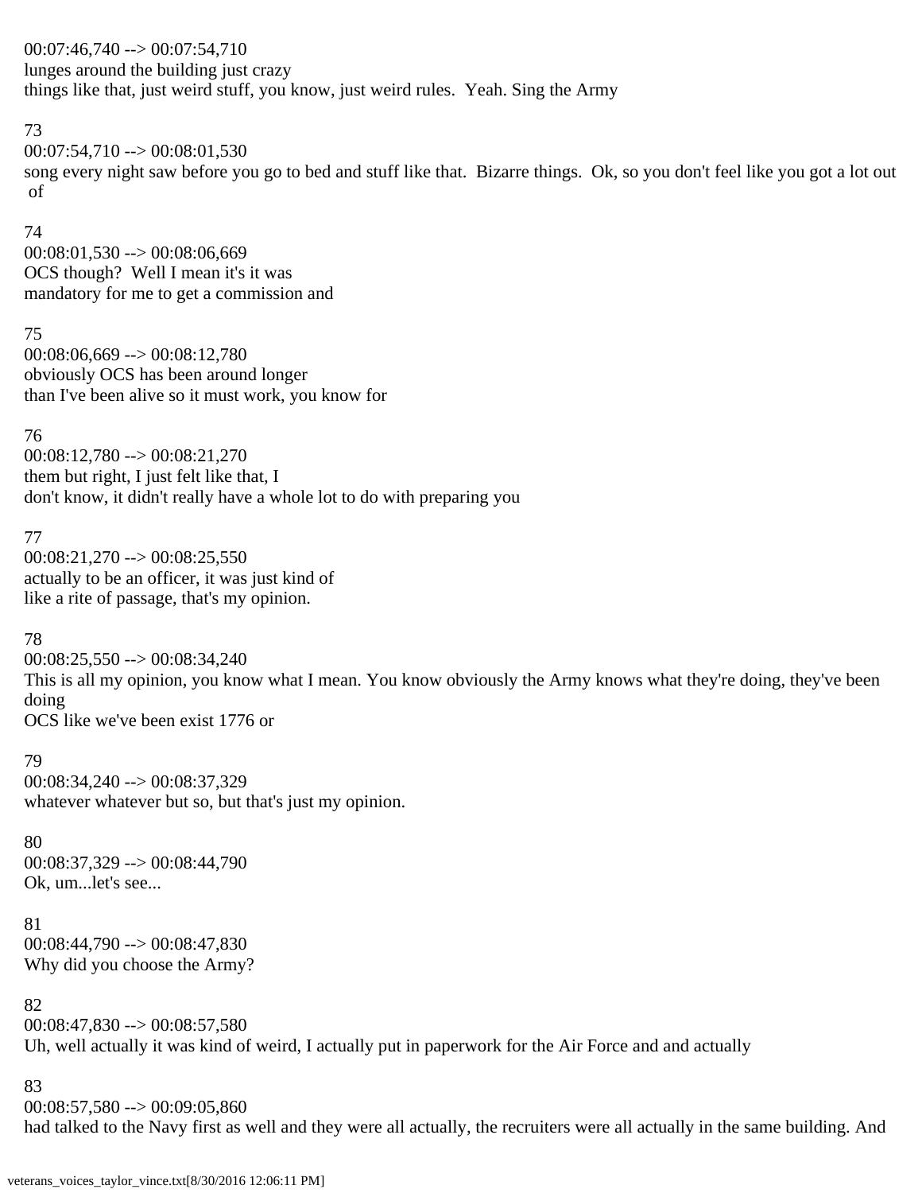00:07:46,740 --> 00:07:54,710
lunges around the building just crazy
things like that, just weird stuff, you know, just weird rules.  Yeah. Sing the Army

73
00:07:54,710 --> 00:08:01,530
song every night saw before you go to bed and stuff like that.  Bizarre things.  Ok, so you don't feel like you got a lot out of

74
00:08:01,530 --> 00:08:06,669
OCS though?  Well I mean it's it was
mandatory for me to get a commission and

75
00:08:06,669 --> 00:08:12,780
obviously OCS has been around longer
than I've been alive so it must work, you know for

76
00:08:12,780 --> 00:08:21,270
them but right, I just felt like that, I
don't know, it didn't really have a whole lot to do with preparing you

77
00:08:21,270 --> 00:08:25,550
actually to be an officer, it was just kind of
like a rite of passage, that's my opinion.

78
00:08:25,550 --> 00:08:34,240
This is all my opinion, you know what I mean. You know obviously the Army knows what they're doing, they've been doing
OCS like we've been exist 1776 or

79
00:08:34,240 --> 00:08:37,329
whatever whatever but so, but that's just my opinion.

80
00:08:37,329 --> 00:08:44,790
Ok, um...let's see...

81
00:08:44,790 --> 00:08:47,830
Why did you choose the Army?

82
00:08:47,830 --> 00:08:57,580
Uh, well actually it was kind of weird, I actually put in paperwork for the Air Force and and actually

83
00:08:57,580 --> 00:09:05,860
had talked to the Navy first as well and they were all actually, the recruiters were all actually in the same building. And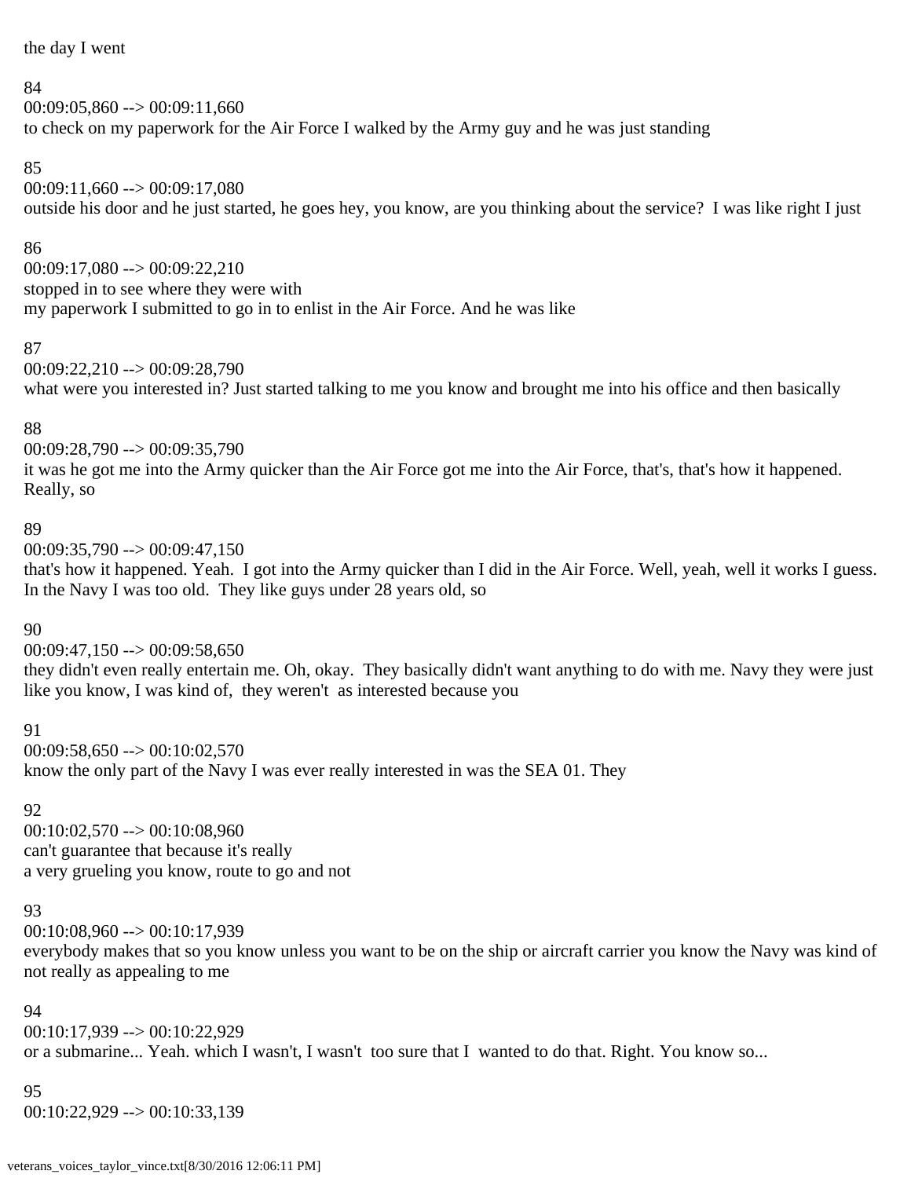the day I went

84
00:09:05,860 --> 00:09:11,660
to check on my paperwork for the Air Force I walked by the Army guy and he was just standing

85
00:09:11,660 --> 00:09:17,080
outside his door and he just started, he goes hey, you know, are you thinking about the service? I was like right I just

86
00:09:17,080 --> 00:09:22,210
stopped in to see where they were with
my paperwork I submitted to go in to enlist in the Air Force. And he was like

87
00:09:22,210 --> 00:09:28,790
what were you interested in? Just started talking to me you know and brought me into his office and then basically

88
00:09:28,790 --> 00:09:35,790
it was he got me into the Army quicker than the Air Force got me into the Air Force, that's, that's how it happened. Really, so

89
00:09:35,790 --> 00:09:47,150
that's how it happened. Yeah. I got into the Army quicker than I did in the Air Force. Well, yeah, well it works I guess. In the Navy I was too old. They like guys under 28 years old, so

90
00:09:47,150 --> 00:09:58,650
they didn't even really entertain me. Oh, okay. They basically didn't want anything to do with me. Navy they were just like you know, I was kind of, they weren't as interested because you

91
00:09:58,650 --> 00:10:02,570
know the only part of the Navy I was ever really interested in was the SEA 01. They

92
00:10:02,570 --> 00:10:08,960
can't guarantee that because it's really
a very grueling you know, route to go and not

93
00:10:08,960 --> 00:10:17,939
everybody makes that so you know unless you want to be on the ship or aircraft carrier you know the Navy was kind of not really as appealing to me

94
00:10:17,939 --> 00:10:22,929
or a submarine... Yeah. which I wasn't, I wasn't too sure that I wanted to do that. Right. You know so...

95
00:10:22,929 --> 00:10:33,139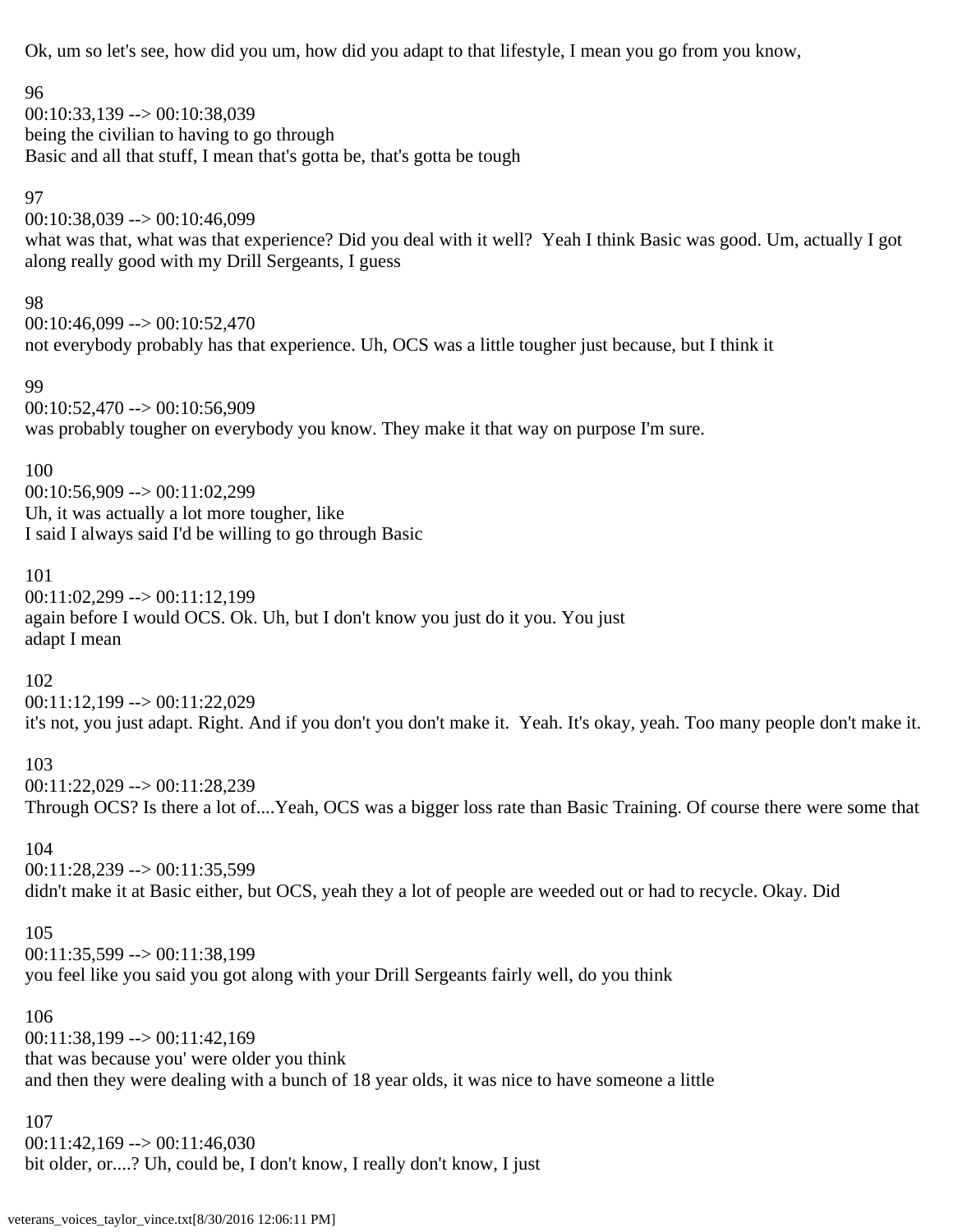Ok, um so let's see, how did you um, how did you adapt to that lifestyle, I mean you go from you know,

96
00:10:33,139 --> 00:10:38,039
being the civilian to having to go through
Basic and all that stuff, I mean that's gotta be, that's gotta be tough

97
00:10:38,039 --> 00:10:46,099
what was that, what was that experience? Did you deal with it well? Yeah I think Basic was good. Um, actually I got along really good with my Drill Sergeants, I guess

98
00:10:46,099 --> 00:10:52,470
not everybody probably has that experience. Uh, OCS was a little tougher just because, but I think it

99
00:10:52,470 --> 00:10:56,909
was probably tougher on everybody you know. They make it that way on purpose I'm sure.

100
00:10:56,909 --> 00:11:02,299
Uh, it was actually a lot more tougher, like
I said I always said I'd be willing to go through Basic

101
00:11:02,299 --> 00:11:12,199
again before I would OCS. Ok. Uh, but I don't know you just do it you. You just
adapt I mean

102
00:11:12,199 --> 00:11:22,029
it's not, you just adapt. Right. And if you don't you don't make it. Yeah. It's okay, yeah. Too many people don't make it.

103
00:11:22,029 --> 00:11:28,239
Through OCS? Is there a lot of....Yeah, OCS was a bigger loss rate than Basic Training. Of course there were some that

104
00:11:28,239 --> 00:11:35,599
didn't make it at Basic either, but OCS, yeah they a lot of people are weeded out or had to recycle. Okay. Did

105
00:11:35,599 --> 00:11:38,199
you feel like you said you got along with your Drill Sergeants fairly well, do you think

106
00:11:38,199 --> 00:11:42,169
that was because you' were older you think
and then they were dealing with a bunch of 18 year olds, it was nice to have someone a little

107
00:11:42,169 --> 00:11:46,030
bit older, or....? Uh, could be, I don't know, I really don't know, I just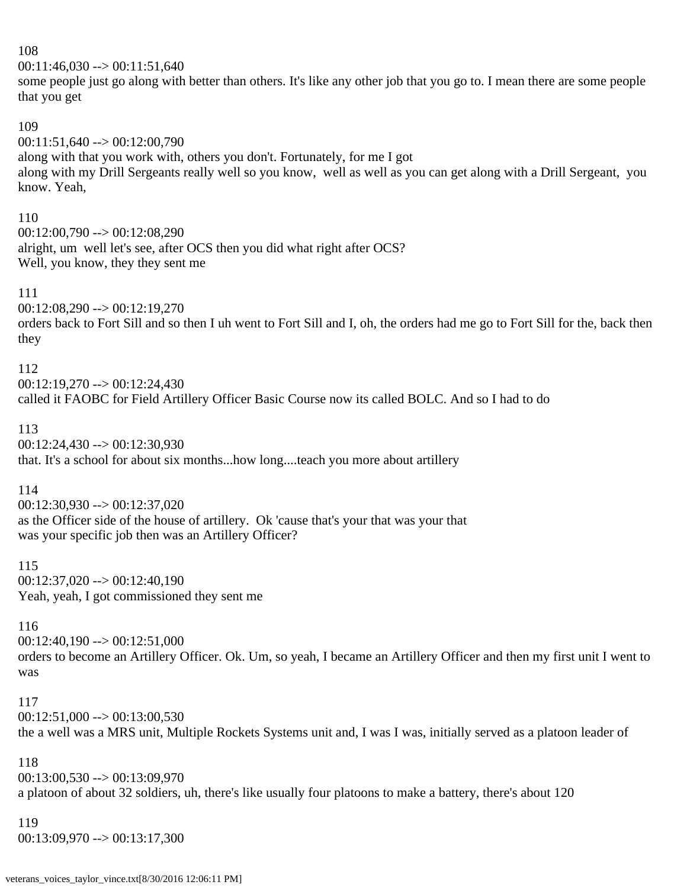108
00:11:46,030 --> 00:11:51,640
some people just go along with better than others. It's like any other job that you go to. I mean there are some people that you get

109
00:11:51,640 --> 00:12:00,790
along with that you work with, others you don't. Fortunately, for me I got
along with my Drill Sergeants really well so you know, well as well as you can get along with a Drill Sergeant, you know. Yeah,

110
00:12:00,790 --> 00:12:08,290
alright, um well let's see, after OCS then you did what right after OCS?
Well, you know, they they sent me

111
00:12:08,290 --> 00:12:19,270
orders back to Fort Sill and so then I uh went to Fort Sill and I, oh, the orders had me go to Fort Sill for the, back then they

112
00:12:19,270 --> 00:12:24,430
called it FAOBC for Field Artillery Officer Basic Course now its called BOLC. And so I had to do

113
00:12:24,430 --> 00:12:30,930
that. It's a school for about six months...how long....teach you more about artillery

114
00:12:30,930 --> 00:12:37,020
as the Officer side of the house of artillery. Ok 'cause that's your that was your that
was your specific job then was an Artillery Officer?

115
00:12:37,020 --> 00:12:40,190
Yeah, yeah, I got commissioned they sent me

116
00:12:40,190 --> 00:12:51,000
orders to become an Artillery Officer. Ok. Um, so yeah, I became an Artillery Officer and then my first unit I went to was

117
00:12:51,000 --> 00:13:00,530
the a well was a MRS unit, Multiple Rockets Systems unit and, I was I was, initially served as a platoon leader of

118
00:13:00,530 --> 00:13:09,970
a platoon of about 32 soldiers, uh, there's like usually four platoons to make a battery, there's about 120

119
00:13:09,970 --> 00:13:17,300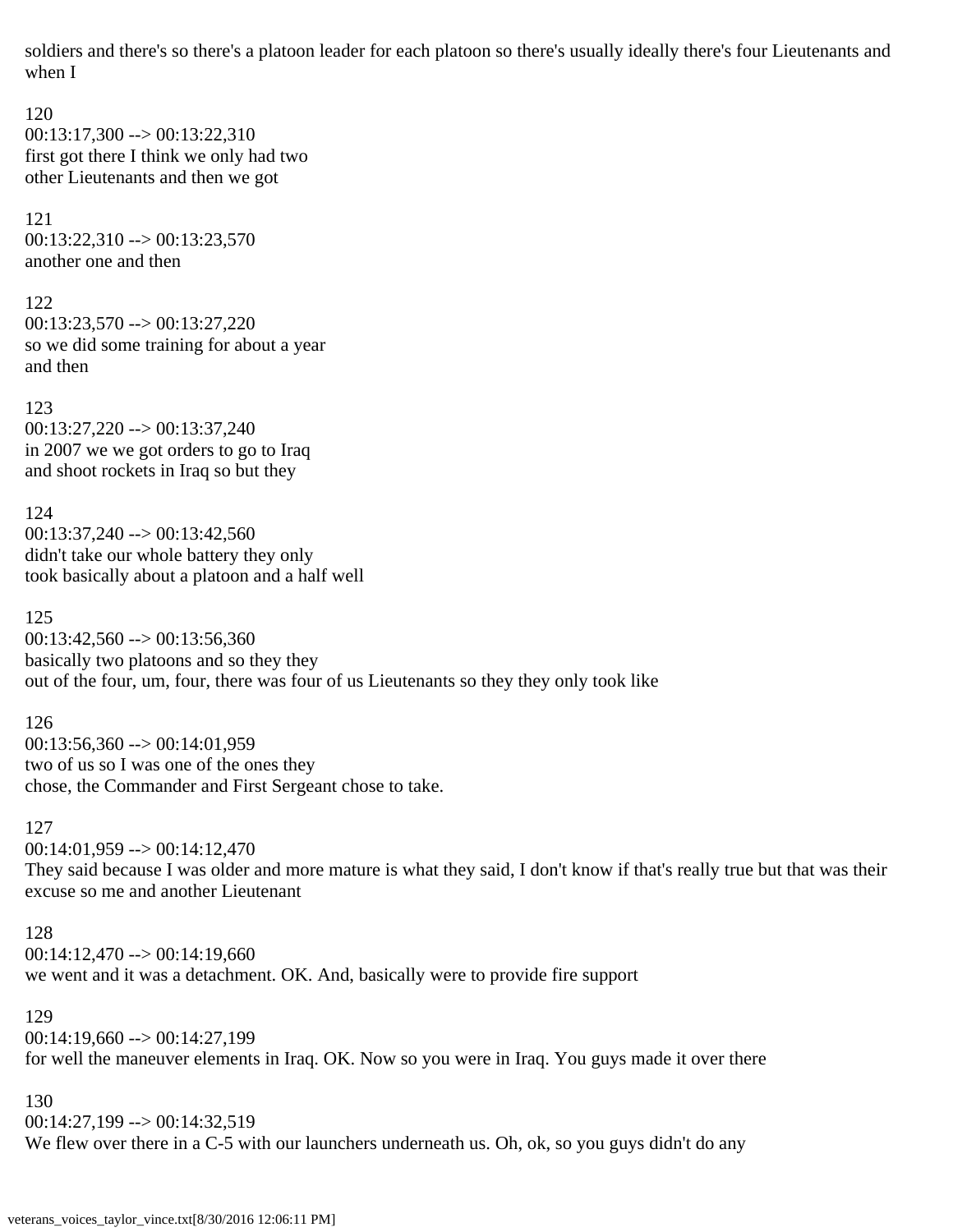soldiers and there's so there's a platoon leader for each platoon so there's usually ideally there's four Lieutenants and when I

120
00:13:17,300 --> 00:13:22,310
first got there I think we only had two
other Lieutenants and then we got

121
00:13:22,310 --> 00:13:23,570
another one and then

122
00:13:23,570 --> 00:13:27,220
so we did some training for about a year
and then

123
00:13:27,220 --> 00:13:37,240
in 2007 we we got orders to go to Iraq
and shoot rockets in Iraq so but they

124
00:13:37,240 --> 00:13:42,560
didn't take our whole battery they only
took basically about a platoon and a half well

125
00:13:42,560 --> 00:13:56,360
basically two platoons and so they they
out of the four, um, four, there was four of us Lieutenants so they they only took like

126
00:13:56,360 --> 00:14:01,959
two of us so I was one of the ones they
chose, the Commander and First Sergeant chose to take.

127
00:14:01,959 --> 00:14:12,470
They said because I was older and more mature is what they said, I don't know if that's really true but that was their excuse so me and another Lieutenant

128
00:14:12,470 --> 00:14:19,660
we went and it was a detachment. OK. And, basically were to provide fire support

129
00:14:19,660 --> 00:14:27,199
for well the maneuver elements in Iraq. OK. Now so you were in Iraq. You guys made it over there

130
00:14:27,199 --> 00:14:32,519
We flew over there in a C-5 with our launchers underneath us. Oh, ok, so you guys didn't do any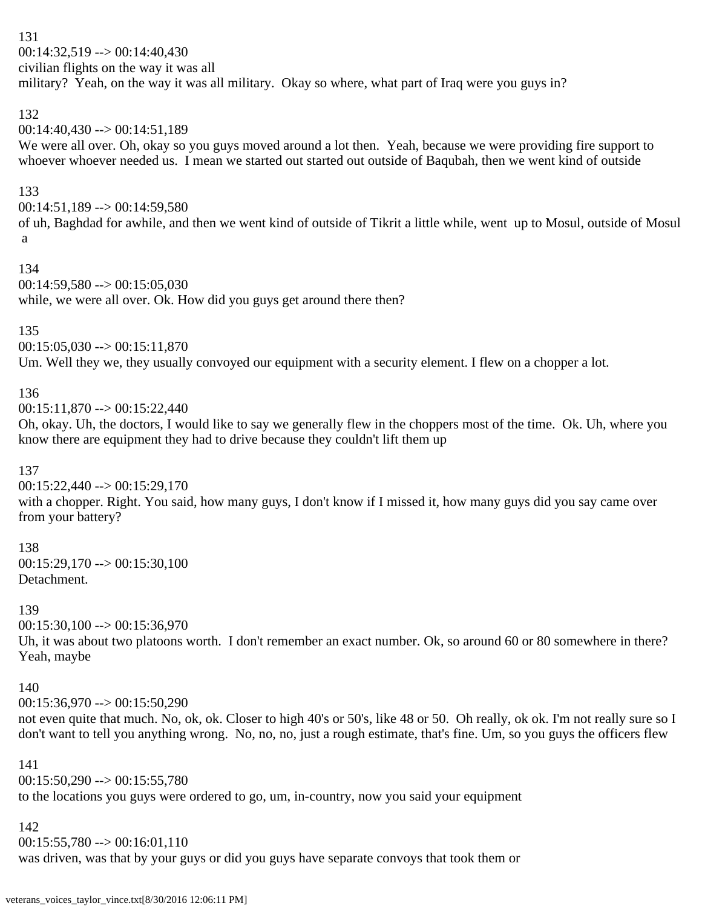131
00:14:32,519 --> 00:14:40,430
civilian flights on the way it was all
military? Yeah, on the way it was all military. Okay so where, what part of Iraq were you guys in?

132
00:14:40,430 --> 00:14:51,189
We were all over. Oh, okay so you guys moved around a lot then. Yeah, because we were providing fire support to whoever whoever needed us. I mean we started out started out outside of Baqubah, then we went kind of outside

133
00:14:51,189 --> 00:14:59,580
of uh, Baghdad for awhile, and then we went kind of outside of Tikrit a little while, went up to Mosul, outside of Mosul a

134
00:14:59,580 --> 00:15:05,030
while, we were all over. Ok. How did you guys get around there then?

135
00:15:05,030 --> 00:15:11,870
Um. Well they we, they usually convoyed our equipment with a security element. I flew on a chopper a lot.

136
00:15:11,870 --> 00:15:22,440
Oh, okay. Uh, the doctors, I would like to say we generally flew in the choppers most of the time. Ok. Uh, where you know there are equipment they had to drive because they couldn't lift them up

137
00:15:22,440 --> 00:15:29,170
with a chopper. Right. You said, how many guys, I don't know if I missed it, how many guys did you say came over from your battery?

138
00:15:29,170 --> 00:15:30,100
Detachment.

139
00:15:30,100 --> 00:15:36,970
Uh, it was about two platoons worth. I don't remember an exact number. Ok, so around 60 or 80 somewhere in there? Yeah, maybe

140
00:15:36,970 --> 00:15:50,290
not even quite that much. No, ok, ok. Closer to high 40's or 50's, like 48 or 50. Oh really, ok ok. I'm not really sure so I don't want to tell you anything wrong. No, no, no, just a rough estimate, that's fine. Um, so you guys the officers flew

141
00:15:50,290 --> 00:15:55,780
to the locations you guys were ordered to go, um, in-country, now you said your equipment

142
00:15:55,780 --> 00:16:01,110
was driven, was that by your guys or did you guys have separate convoys that took them or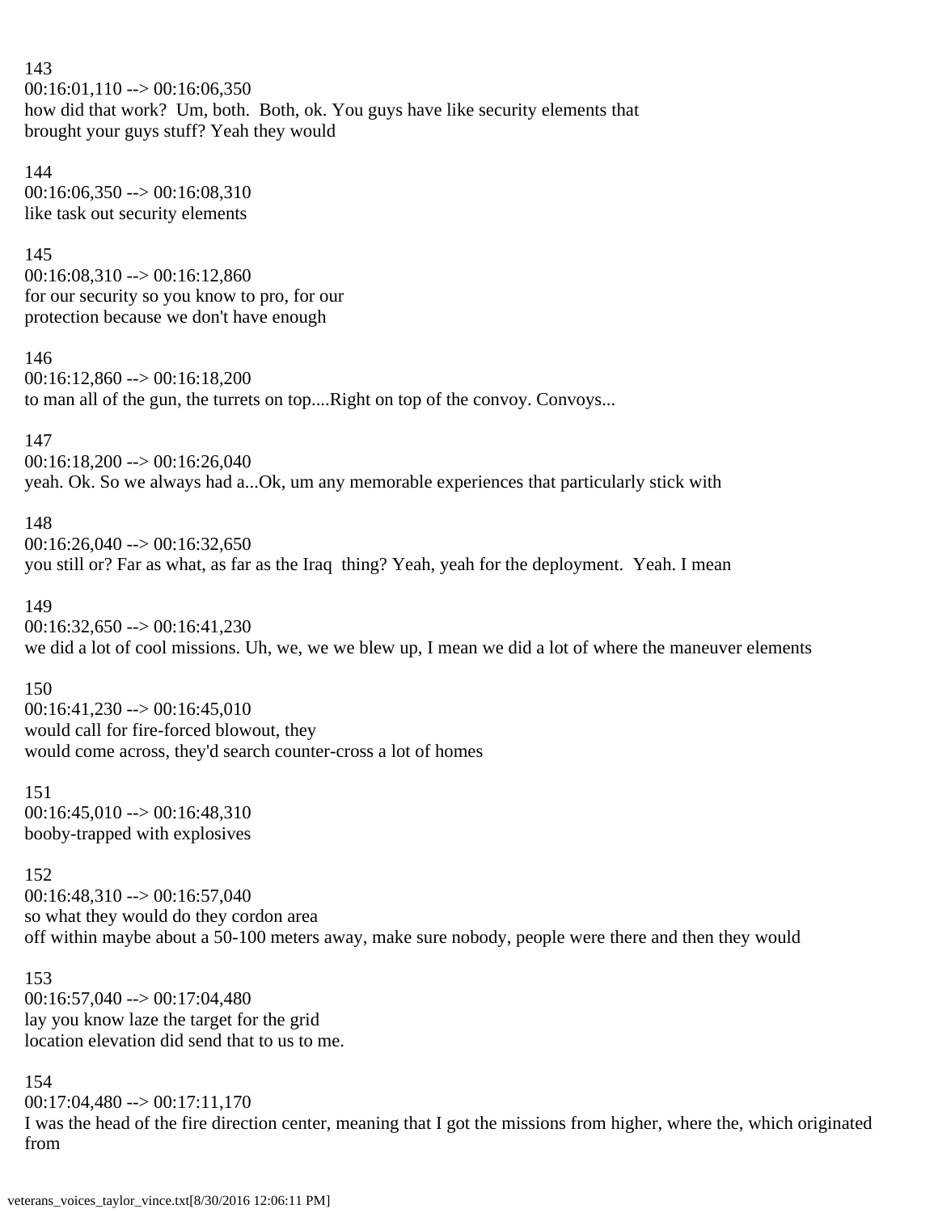143
00:16:01,110 --> 00:16:06,350
how did that work?  Um, both.  Both, ok. You guys have like security elements that brought your guys stuff? Yeah they would

144
00:16:06,350 --> 00:16:08,310
like task out security elements

145
00:16:08,310 --> 00:16:12,860
for our security so you know to pro, for our protection because we don't have enough

146
00:16:12,860 --> 00:16:18,200
to man all of the gun, the turrets on top....Right on top of the convoy. Convoys...

147
00:16:18,200 --> 00:16:26,040
yeah. Ok. So we always had a...Ok, um any memorable experiences that particularly stick with

148
00:16:26,040 --> 00:16:32,650
you still or? Far as what, as far as the Iraq  thing? Yeah, yeah for the deployment.  Yeah. I mean

149
00:16:32,650 --> 00:16:41,230
we did a lot of cool missions. Uh, we, we we blew up, I mean we did a lot of where the maneuver elements

150
00:16:41,230 --> 00:16:45,010
would call for fire-forced blowout, they would come across, they'd search counter-cross a lot of homes

151
00:16:45,010 --> 00:16:48,310
booby-trapped with explosives

152
00:16:48,310 --> 00:16:57,040
so what they would do they cordon area off within maybe about a 50-100 meters away, make sure nobody, people were there and then they would

153
00:16:57,040 --> 00:17:04,480
lay you know laze the target for the grid location elevation did send that to us to me.

154
00:17:04,480 --> 00:17:11,170
I was the head of the fire direction center, meaning that I got the missions from higher, where the, which originated from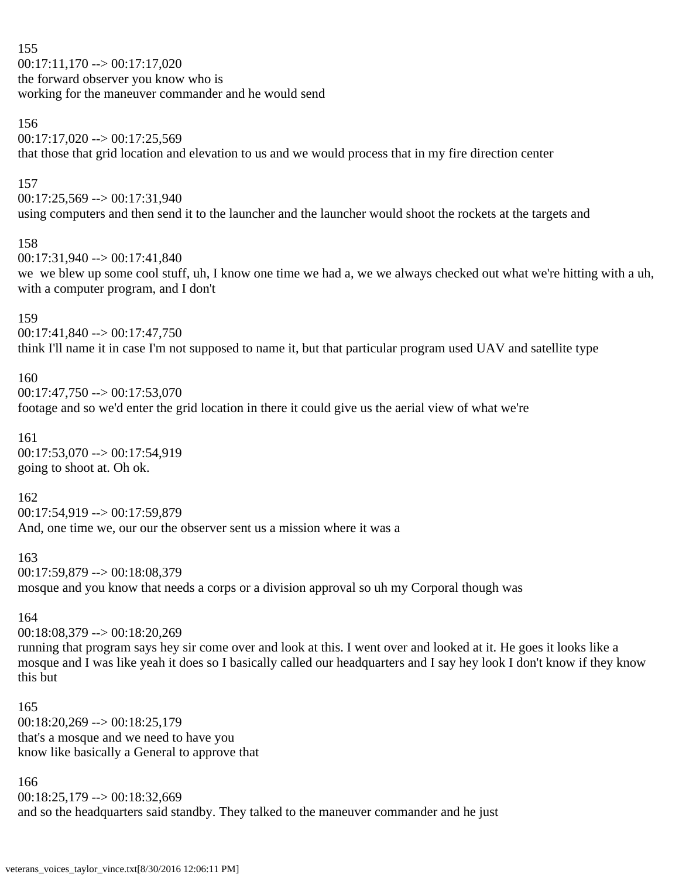155
00:17:11,170 --> 00:17:17,020
the forward observer you know who is
working for the maneuver commander and he would send

156
00:17:17,020 --> 00:17:25,569
that those that grid location and elevation to us and we would process that in my fire direction center

157
00:17:25,569 --> 00:17:31,940
using computers and then send it to the launcher and the launcher would shoot the rockets at the targets and

158
00:17:31,940 --> 00:17:41,840
we we blew up some cool stuff, uh, I know one time we had a, we we always checked out what we're hitting with a uh, with a computer program, and I don't

159
00:17:41,840 --> 00:17:47,750
think I'll name it in case I'm not supposed to name it, but that particular program used UAV and satellite type

160
00:17:47,750 --> 00:17:53,070
footage and so we'd enter the grid location in there it could give us the aerial view of what we're

161
00:17:53,070 --> 00:17:54,919
going to shoot at. Oh ok.

162
00:17:54,919 --> 00:17:59,879
And, one time we, our our the observer sent us a mission where it was a

163
00:17:59,879 --> 00:18:08,379
mosque and you know that needs a corps or a division approval so uh my Corporal though was

164
00:18:08,379 --> 00:18:20,269
running that program says hey sir come over and look at this. I went over and looked at it. He goes it looks like a mosque and I was like yeah it does so I basically called our headquarters and I say hey look I don't know if they know this but

165
00:18:20,269 --> 00:18:25,179
that's a mosque and we need to have you
know like basically a General to approve that

166
00:18:25,179 --> 00:18:32,669
and so the headquarters said standby. They talked to the maneuver commander and he just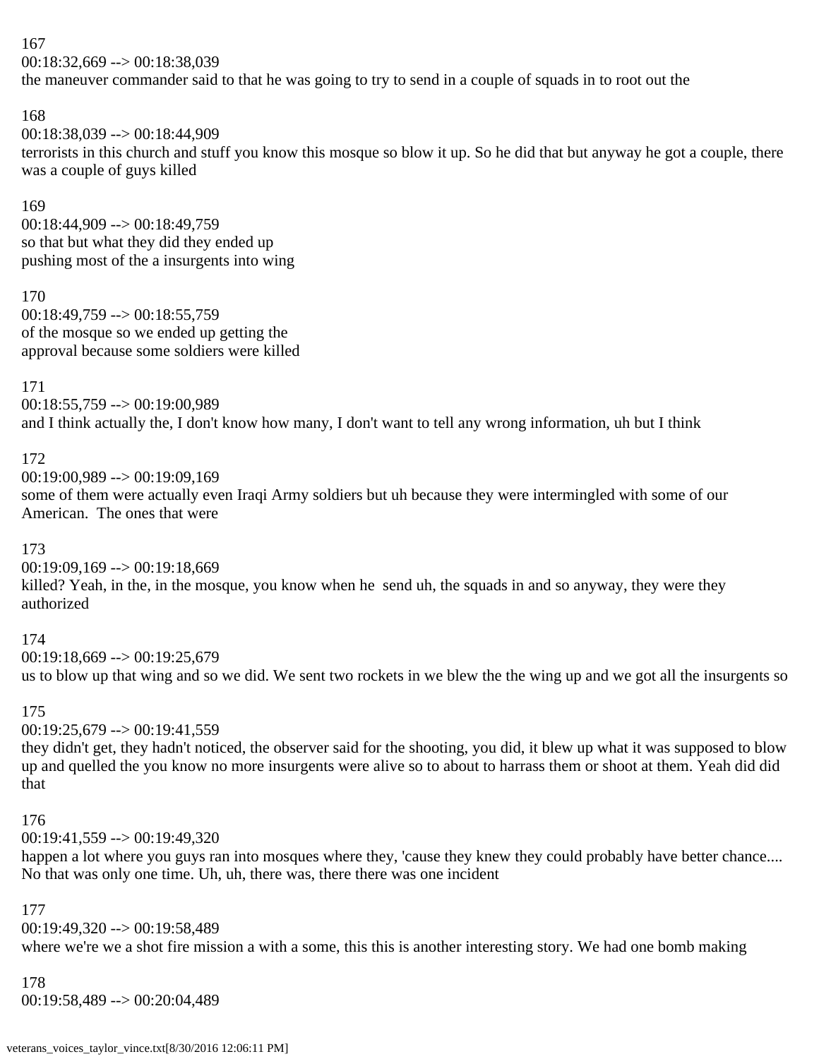167
00:18:32,669 --> 00:18:38,039
the maneuver commander said to that he was going to try to send in a couple of squads in to root out the

168
00:18:38,039 --> 00:18:44,909
terrorists in this church and stuff you know this mosque so blow it up. So he did that but anyway he got a couple, there was a couple of guys killed

169
00:18:44,909 --> 00:18:49,759
so that but what they did they ended up
pushing most of the a insurgents into wing

170
00:18:49,759 --> 00:18:55,759
of the mosque so we ended up getting the
approval because some soldiers were killed

171
00:18:55,759 --> 00:19:00,989
and I think actually the, I don't know how many, I don't want to tell any wrong information, uh but I think

172
00:19:00,989 --> 00:19:09,169
some of them were actually even Iraqi Army soldiers but uh because they were intermingled with some of our American.  The ones that were

173
00:19:09,169 --> 00:19:18,669
killed? Yeah, in the, in the mosque, you know when he  send uh, the squads in and so anyway, they were they authorized

174
00:19:18,669 --> 00:19:25,679
us to blow up that wing and so we did. We sent two rockets in we blew the the wing up and we got all the insurgents so

175
00:19:25,679 --> 00:19:41,559
they didn't get, they hadn't noticed, the observer said for the shooting, you did, it blew up what it was supposed to blow up and quelled the you know no more insurgents were alive so to about to harrass them or shoot at them. Yeah did did that

176
00:19:41,559 --> 00:19:49,320
happen a lot where you guys ran into mosques where they, 'cause they knew they could probably have better chance.... No that was only one time. Uh, uh, there was, there there was one incident

177
00:19:49,320 --> 00:19:58,489
where we're we a shot fire mission a with a some, this this is another interesting story. We had one bomb making

178
00:19:58,489 --> 00:20:04,489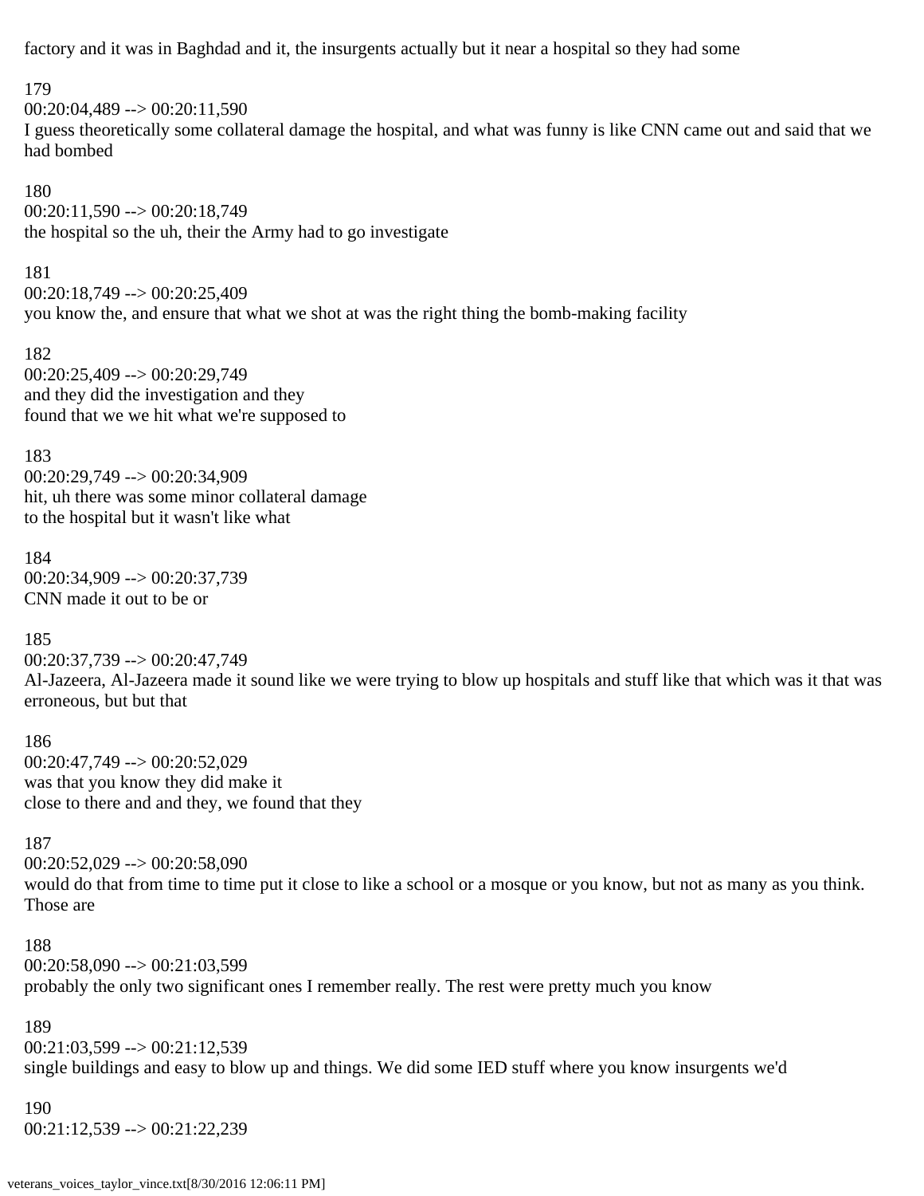factory and it was in Baghdad and it, the insurgents actually but it near a hospital so they had some

179
00:20:04,489 --> 00:20:11,590
I guess theoretically some collateral damage the hospital, and what was funny is like CNN came out and said that we had bombed

180
00:20:11,590 --> 00:20:18,749
the hospital so the uh, their the Army had to go investigate

181
00:20:18,749 --> 00:20:25,409
you know the, and ensure that what we shot at was the right thing the bomb-making facility

182
00:20:25,409 --> 00:20:29,749
and they did the investigation and they
found that we we hit what we're supposed to

183
00:20:29,749 --> 00:20:34,909
hit, uh there was some minor collateral damage
to the hospital but it wasn't like what

184
00:20:34,909 --> 00:20:37,739
CNN made it out to be or

185
00:20:37,739 --> 00:20:47,749
Al-Jazeera, Al-Jazeera made it sound like we were trying to blow up hospitals and stuff like that which was it that was erroneous, but but that

186
00:20:47,749 --> 00:20:52,029
was that you know they did make it
close to there and and they, we found that they

187
00:20:52,029 --> 00:20:58,090
would do that from time to time put it close to like a school or a mosque or you know, but not as many as you think. Those are

188
00:20:58,090 --> 00:21:03,599
probably the only two significant ones I remember really. The rest were pretty much you know

189
00:21:03,599 --> 00:21:12,539
single buildings and easy to blow up and things. We did some IED stuff where you know insurgents we'd

190
00:21:12,539 --> 00:21:22,239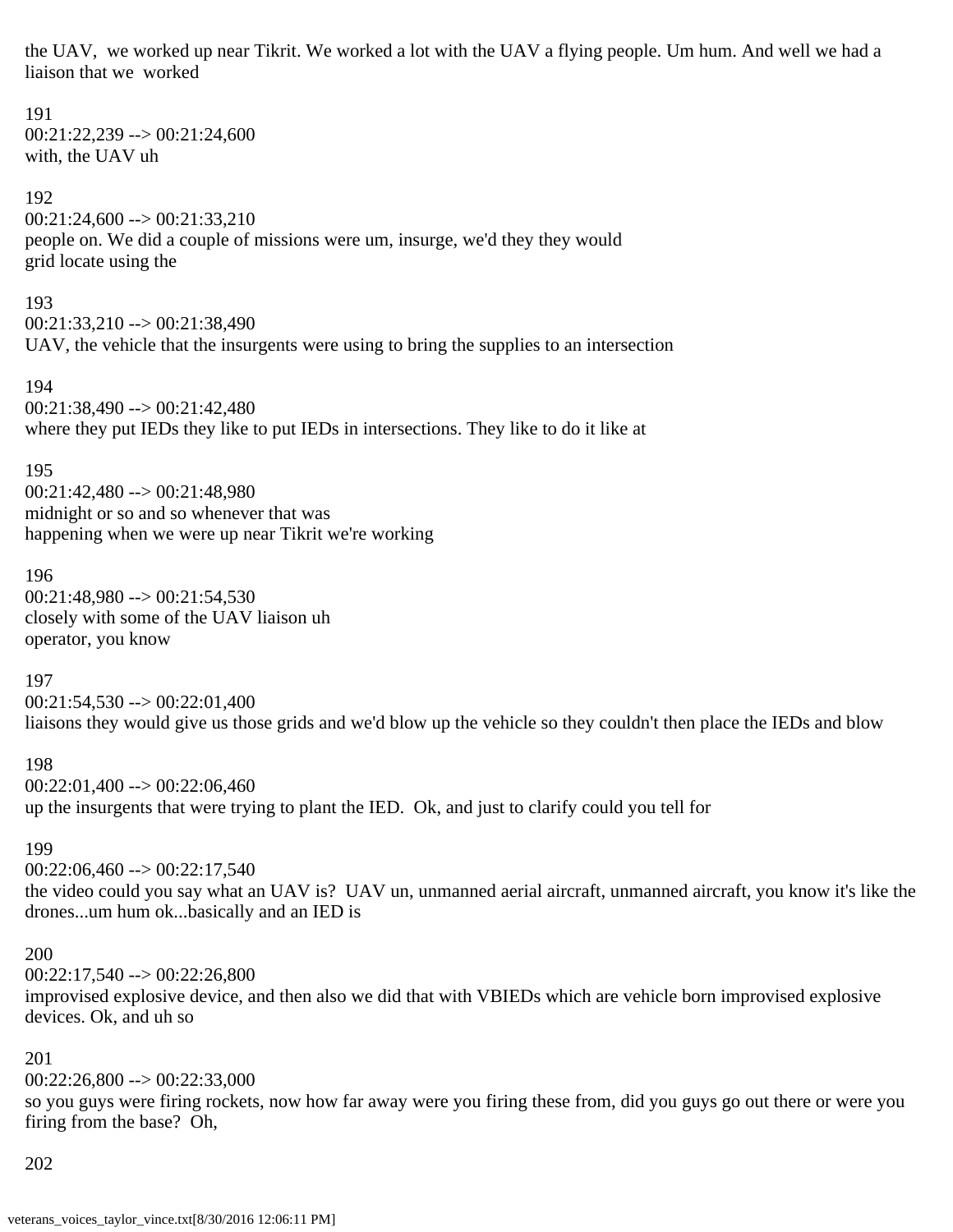the UAV, we worked up near Tikrit. We worked a lot with the UAV a flying people. Um hum. And well we had a liaison that we worked

191
00:21:22,239 --> 00:21:24,600
with, the UAV uh

192
00:21:24,600 --> 00:21:33,210
people on. We did a couple of missions were um, insurge, we'd they they would grid locate using the

193
00:21:33,210 --> 00:21:38,490
UAV, the vehicle that the insurgents were using to bring the supplies to an intersection

194
00:21:38,490 --> 00:21:42,480
where they put IEDs they like to put IEDs in intersections. They like to do it like at

195
00:21:42,480 --> 00:21:48,980
midnight or so and so whenever that was happening when we were up near Tikrit we're working

196
00:21:48,980 --> 00:21:54,530
closely with some of the UAV liaison uh operator, you know

197
00:21:54,530 --> 00:22:01,400
liaisons they would give us those grids and we'd blow up the vehicle so they couldn't then place the IEDs and blow

198
00:22:01,400 --> 00:22:06,460
up the insurgents that were trying to plant the IED. Ok, and just to clarify could you tell for

199
00:22:06,460 --> 00:22:17,540
the video could you say what an UAV is? UAV un, unmanned aerial aircraft, unmanned aircraft, you know it's like the drones...um hum ok...basically and an IED is

200
00:22:17,540 --> 00:22:26,800
improvised explosive device, and then also we did that with VBIEDs which are vehicle born improvised explosive devices. Ok, and uh so

201
00:22:26,800 --> 00:22:33,000
so you guys were firing rockets, now how far away were you firing these from, did you guys go out there or were you firing from the base? Oh,

202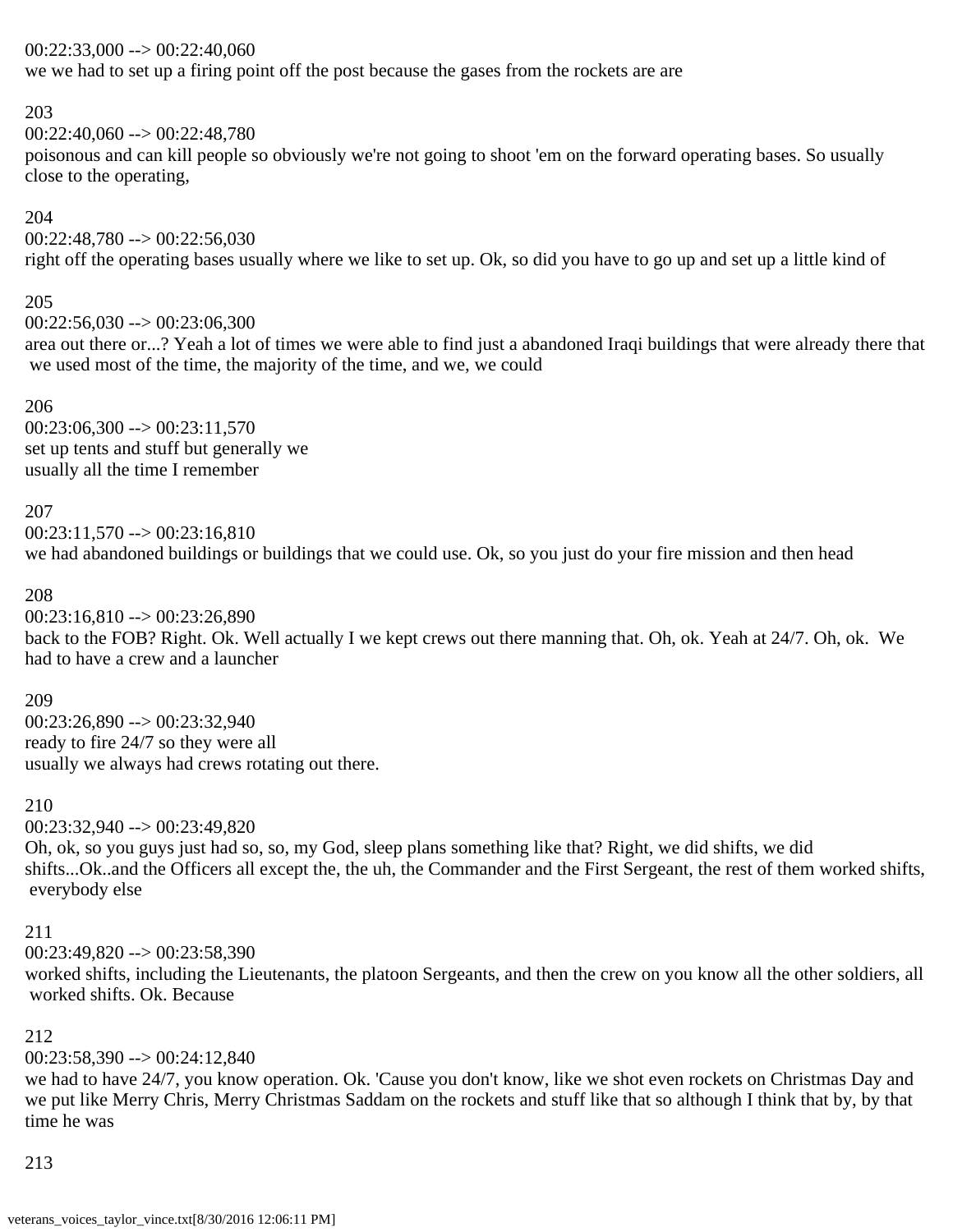00:22:33,000 --> 00:22:40,060
we we had to set up a firing point off the post because the gases from the rockets are are

203
00:22:40,060 --> 00:22:48,780
poisonous and can kill people so obviously we're not going to shoot 'em on the forward operating bases. So usually close to the operating,

204
00:22:48,780 --> 00:22:56,030
right off the operating bases usually where we like to set up. Ok, so did you have to go up and set up a little kind of

205
00:22:56,030 --> 00:23:06,300
area out there or...? Yeah a lot of times we were able to find just a abandoned Iraqi buildings that were already there that we used most of the time, the majority of the time, and we, we could

206
00:23:06,300 --> 00:23:11,570
set up tents and stuff but generally we
usually all the time I remember

207
00:23:11,570 --> 00:23:16,810
we had abandoned buildings or buildings that we could use. Ok, so you just do your fire mission and then head

208
00:23:16,810 --> 00:23:26,890
back to the FOB? Right. Ok. Well actually I we kept crews out there manning that. Oh, ok. Yeah at 24/7. Oh, ok. We had to have a crew and a launcher

209
00:23:26,890 --> 00:23:32,940
ready to fire 24/7 so they were all
usually we always had crews rotating out there.

210
00:23:32,940 --> 00:23:49,820
Oh, ok, so you guys just had so, so, my God, sleep plans something like that? Right, we did shifts, we did shifts...Ok..and the Officers all except the, the uh, the Commander and the First Sergeant, the rest of them worked shifts, everybody else

211
00:23:49,820 --> 00:23:58,390
worked shifts, including the Lieutenants, the platoon Sergeants, and then the crew on you know all the other soldiers, all worked shifts. Ok. Because

212
00:23:58,390 --> 00:24:12,840
we had to have 24/7, you know operation. Ok. 'Cause you don't know, like we shot even rockets on Christmas Day and we put like Merry Chris, Merry Christmas Saddam on the rockets and stuff like that so although I think that by, by that time he was

213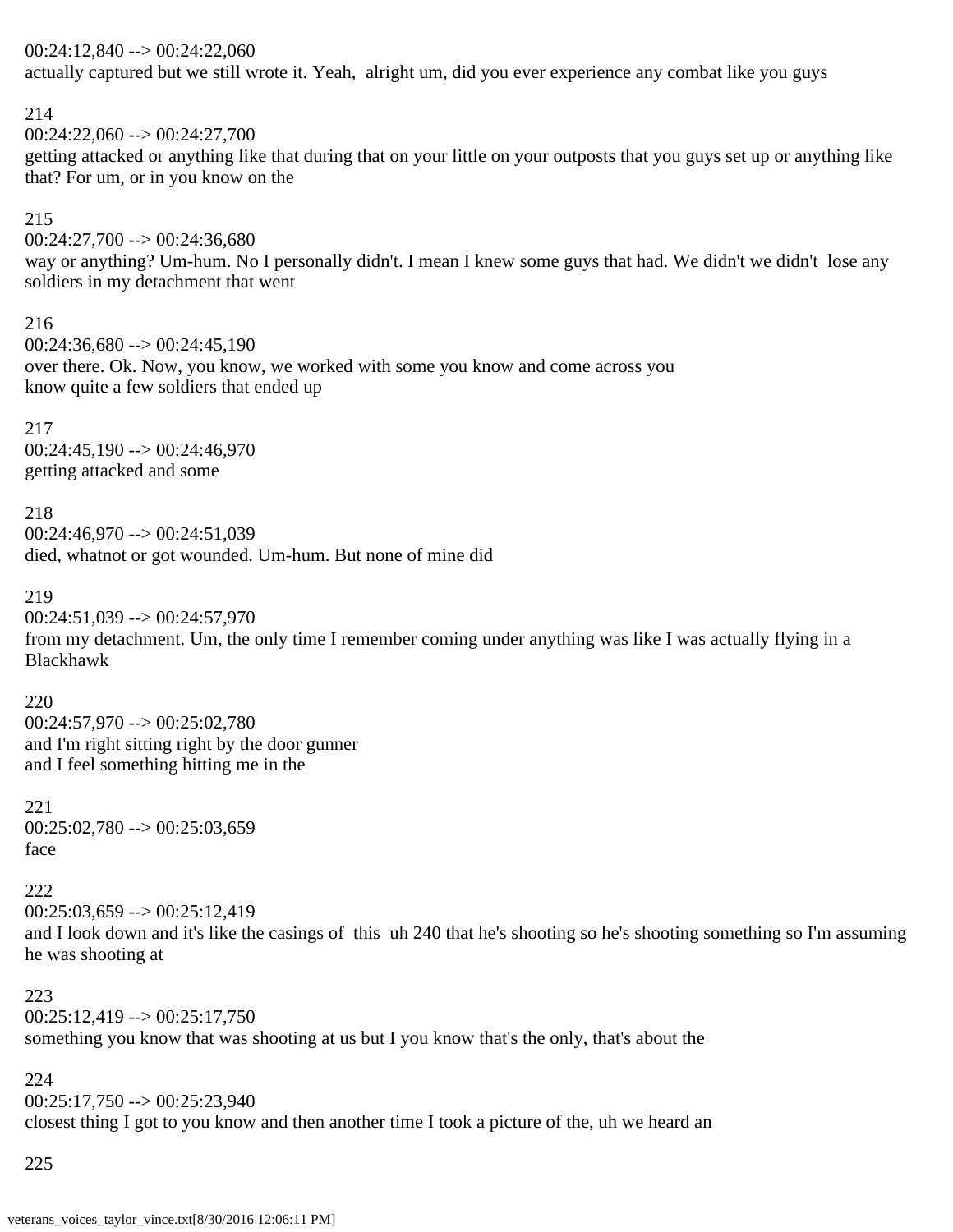00:24:12,840 --> 00:24:22,060
actually captured but we still wrote it. Yeah, alright um, did you ever experience any combat like you guys

214
00:24:22,060 --> 00:24:27,700
getting attacked or anything like that during that on your little on your outposts that you guys set up or anything like that? For um, or in you know on the

215
00:24:27,700 --> 00:24:36,680
way or anything? Um-hum. No I personally didn't. I mean I knew some guys that had. We didn't we didn't lose any soldiers in my detachment that went

216
00:24:36,680 --> 00:24:45,190
over there. Ok. Now, you know, we worked with some you know and come across you
know quite a few soldiers that ended up

217
00:24:45,190 --> 00:24:46,970
getting attacked and some

218
00:24:46,970 --> 00:24:51,039
died, whatnot or got wounded. Um-hum. But none of mine did

219
00:24:51,039 --> 00:24:57,970
from my detachment. Um, the only time I remember coming under anything was like I was actually flying in a Blackhawk

220
00:24:57,970 --> 00:25:02,780
and I'm right sitting right by the door gunner
and I feel something hitting me in the

221
00:25:02,780 --> 00:25:03,659
face

222
00:25:03,659 --> 00:25:12,419
and I look down and it's like the casings of this uh 240 that he's shooting so he's shooting something so I'm assuming he was shooting at

223
00:25:12,419 --> 00:25:17,750
something you know that was shooting at us but I you know that's the only, that's about the

224
00:25:17,750 --> 00:25:23,940
closest thing I got to you know and then another time I took a picture of the, uh we heard an

225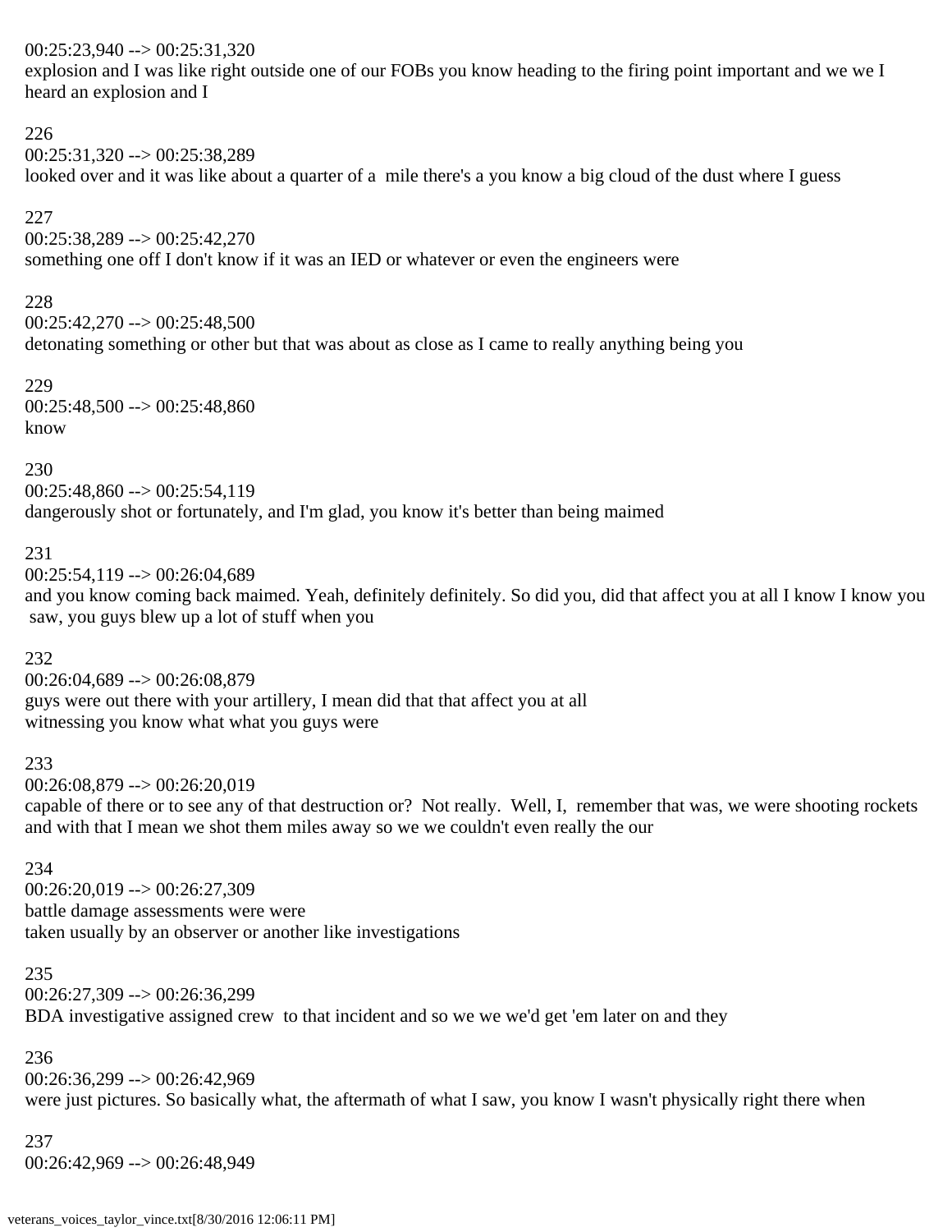00:25:23,940 --> 00:25:31,320
explosion and I was like right outside one of our FOBs you know heading to the firing point important and we we I heard an explosion and I

226
00:25:31,320 --> 00:25:38,289
looked over and it was like about a quarter of a mile there's a you know a big cloud of the dust where I guess

227
00:25:38,289 --> 00:25:42,270
something one off I don't know if it was an IED or whatever or even the engineers were

228
00:25:42,270 --> 00:25:48,500
detonating something or other but that was about as close as I came to really anything being you

229
00:25:48,500 --> 00:25:48,860
know

230
00:25:48,860 --> 00:25:54,119
dangerously shot or fortunately, and I'm glad, you know it's better than being maimed

231
00:25:54,119 --> 00:26:04,689
and you know coming back maimed. Yeah, definitely definitely. So did you, did that affect you at all I know I know you saw, you guys blew up a lot of stuff when you

232
00:26:04,689 --> 00:26:08,879
guys were out there with your artillery, I mean did that that affect you at all
witnessing you know what what you guys were

233
00:26:08,879 --> 00:26:20,019
capable of there or to see any of that destruction or? Not really. Well, I, remember that was, we were shooting rockets and with that I mean we shot them miles away so we we couldn't even really the our

234
00:26:20,019 --> 00:26:27,309
battle damage assessments were were
taken usually by an observer or another like investigations

235
00:26:27,309 --> 00:26:36,299
BDA investigative assigned crew to that incident and so we we we'd get 'em later on and they

236
00:26:36,299 --> 00:26:42,969
were just pictures. So basically what, the aftermath of what I saw, you know I wasn't physically right there when

237
00:26:42,969 --> 00:26:48,949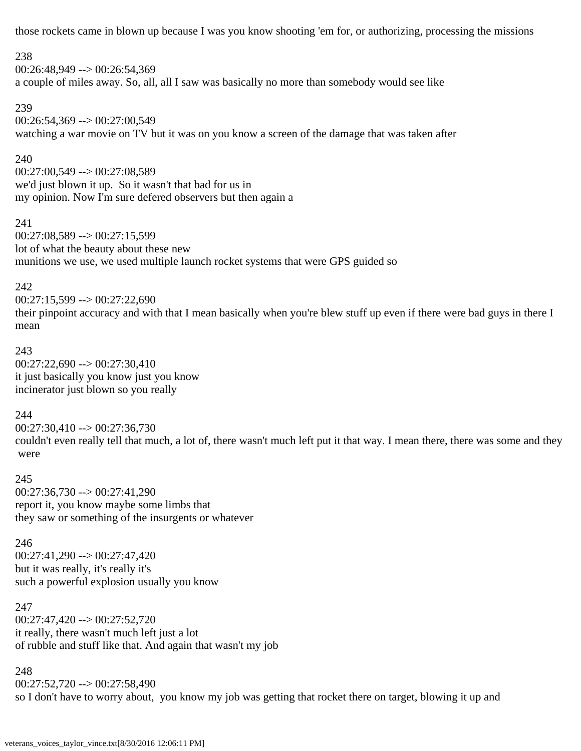those rockets came in blown up because I was you know shooting 'em for, or authorizing, processing the missions

238
00:26:48,949 --> 00:26:54,369
a couple of miles away. So, all, all I saw was basically no more than somebody would see like

239
00:26:54,369 --> 00:27:00,549
watching a war movie on TV but it was on you know a screen of the damage that was taken after

240
00:27:00,549 --> 00:27:08,589
we'd just blown it up. So it wasn't that bad for us in
my opinion. Now I'm sure defered observers but then again a

241
00:27:08,589 --> 00:27:15,599
lot of what the beauty about these new
munitions we use, we used multiple launch rocket systems that were GPS guided so

242
00:27:15,599 --> 00:27:22,690
their pinpoint accuracy and with that I mean basically when you're blew stuff up even if there were bad guys in there I mean

243
00:27:22,690 --> 00:27:30,410
it just basically you know just you know
incinerator just blown so you really

244
00:27:30,410 --> 00:27:36,730
couldn't even really tell that much, a lot of, there wasn't much left put it that way. I mean there, there was some and they were

245
00:27:36,730 --> 00:27:41,290
report it, you know maybe some limbs that
they saw or something of the insurgents or whatever

246
00:27:41,290 --> 00:27:47,420
but it was really, it's really it's
such a powerful explosion usually you know

247
00:27:47,420 --> 00:27:52,720
it really, there wasn't much left just a lot
of rubble and stuff like that. And again that wasn't my job

248
00:27:52,720 --> 00:27:58,490
so I don't have to worry about, you know my job was getting that rocket there on target, blowing it up and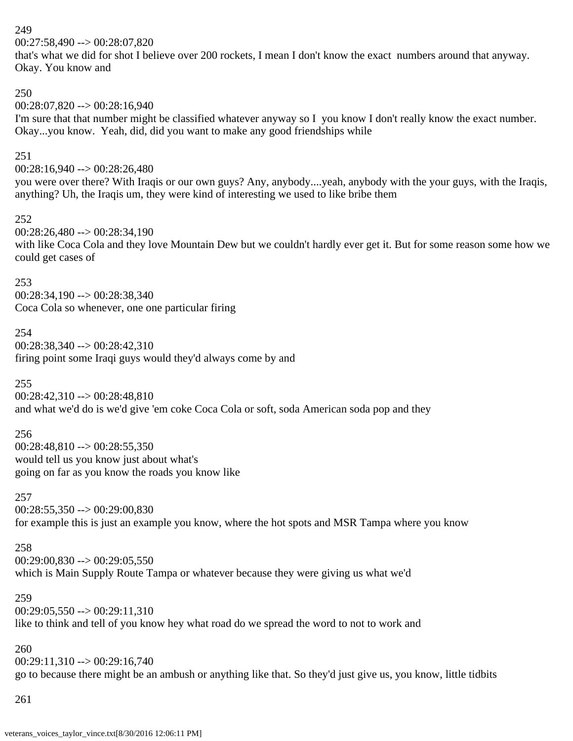249
00:27:58,490 --> 00:28:07,820
that's what we did for shot I believe over 200 rockets, I mean I don't know the exact numbers around that anyway. Okay. You know and

250
00:28:07,820 --> 00:28:16,940
I'm sure that that number might be classified whatever anyway so I you know I don't really know the exact number. Okay...you know. Yeah, did, did you want to make any good friendships while

251
00:28:16,940 --> 00:28:26,480
you were over there? With Iraqis or our own guys? Any, anybody....yeah, anybody with the your guys, with the Iraqis, anything? Uh, the Iraqis um, they were kind of interesting we used to like bribe them

252
00:28:26,480 --> 00:28:34,190
with like Coca Cola and they love Mountain Dew but we couldn't hardly ever get it. But for some reason some how we could get cases of

253
00:28:34,190 --> 00:28:38,340
Coca Cola so whenever, one one particular firing

254
00:28:38,340 --> 00:28:42,310
firing point some Iraqi guys would they'd always come by and

255
00:28:42,310 --> 00:28:48,810
and what we'd do is we'd give 'em coke Coca Cola or soft, soda American soda pop and they

256
00:28:48,810 --> 00:28:55,350
would tell us you know just about what's
going on far as you know the roads you know like

257
00:28:55,350 --> 00:29:00,830
for example this is just an example you know, where the hot spots and MSR Tampa where you know

258
00:29:00,830 --> 00:29:05,550
which is Main Supply Route Tampa or whatever because they were giving us what we'd

259
00:29:05,550 --> 00:29:11,310
like to think and tell of you know hey what road do we spread the word to not to work and

260
00:29:11,310 --> 00:29:16,740
go to because there might be an ambush or anything like that. So they'd just give us, you know, little tidbits

261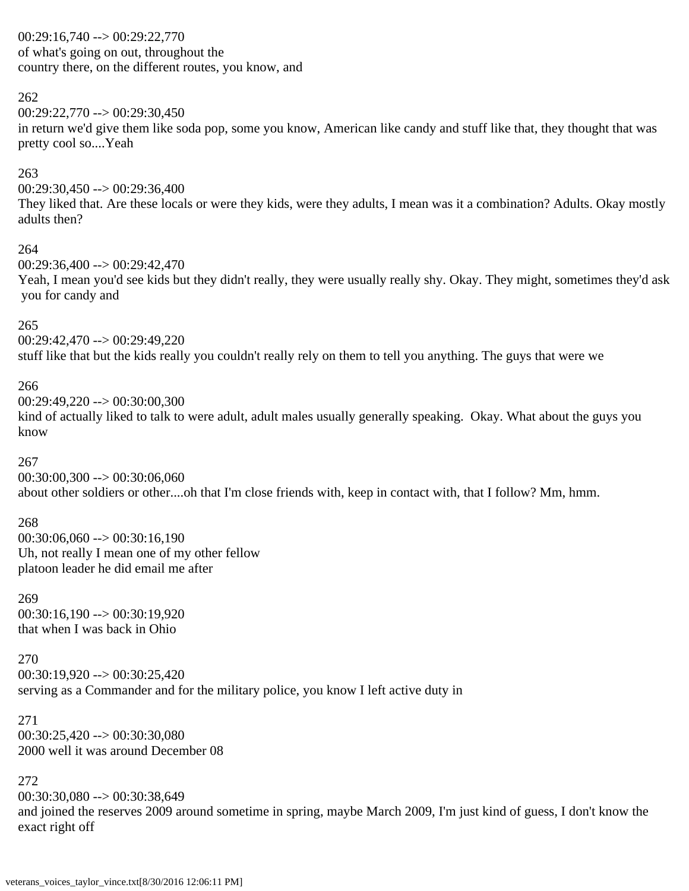00:29:16,740 --> 00:29:22,770
of what's going on out, throughout the
country there, on the different routes, you know, and

262
00:29:22,770 --> 00:29:30,450
in return we'd give them like soda pop, some you know, American like candy and stuff like that, they thought that was pretty cool so....Yeah

263
00:29:30,450 --> 00:29:36,400
They liked that. Are these locals or were they kids, were they adults, I mean was it a combination? Adults. Okay mostly adults then?

264
00:29:36,400 --> 00:29:42,470
Yeah, I mean you'd see kids but they didn't really, they were usually really shy. Okay. They might, sometimes they'd ask you for candy and

265
00:29:42,470 --> 00:29:49,220
stuff like that but the kids really you couldn't really rely on them to tell you anything. The guys that were we

266
00:29:49,220 --> 00:30:00,300
kind of actually liked to talk to were adult, adult males usually generally speaking. Okay. What about the guys you know

267
00:30:00,300 --> 00:30:06,060
about other soldiers or other....oh that I'm close friends with, keep in contact with, that I follow? Mm, hmm.

268
00:30:06,060 --> 00:30:16,190
Uh, not really I mean one of my other fellow
platoon leader he did email me after

269
00:30:16,190 --> 00:30:19,920
that when I was back in Ohio

270
00:30:19,920 --> 00:30:25,420
serving as a Commander and for the military police, you know I left active duty in

271
00:30:25,420 --> 00:30:30,080
2000 well it was around December 08

272
00:30:30,080 --> 00:30:38,649
and joined the reserves 2009 around sometime in spring, maybe March 2009, I'm just kind of guess, I don't know the exact right off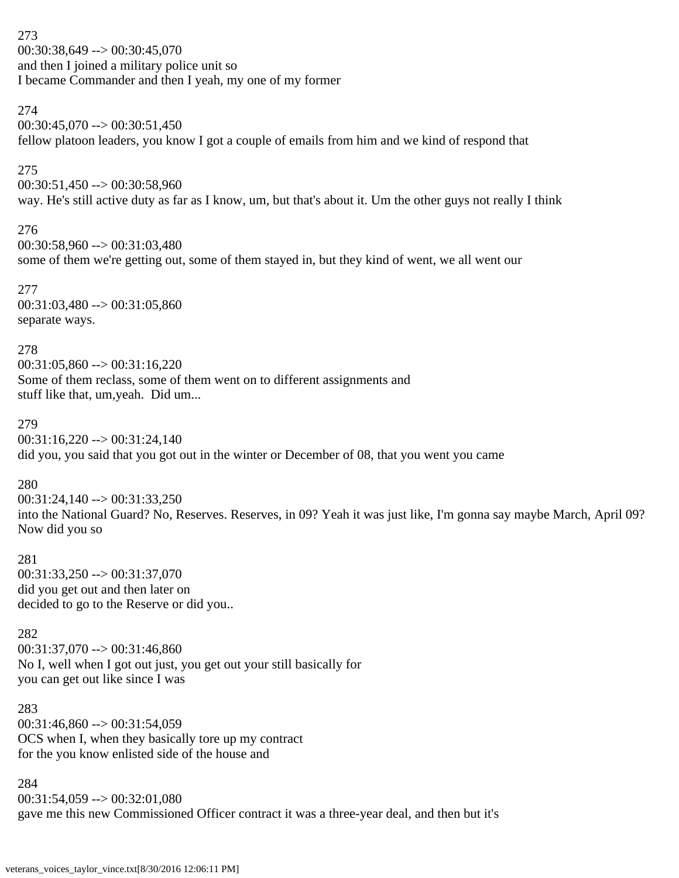273
00:30:38,649 --> 00:30:45,070
and then I joined a military police unit so
I became Commander and then I yeah, my one of my former

274
00:30:45,070 --> 00:30:51,450
fellow platoon leaders, you know I got a couple of emails from him and we kind of respond that

275
00:30:51,450 --> 00:30:58,960
way. He's still active duty as far as I know, um, but that's about it. Um the other guys not really I think

276
00:30:58,960 --> 00:31:03,480
some of them we're getting out, some of them stayed in, but they kind of went, we all went our

277
00:31:03,480 --> 00:31:05,860
separate ways.

278
00:31:05,860 --> 00:31:16,220
Some of them reclass, some of them went on to different assignments and
stuff like that, um,yeah. Did um...

279
00:31:16,220 --> 00:31:24,140
did you, you said that you got out in the winter or December of 08, that you went you came

280
00:31:24,140 --> 00:31:33,250
into the National Guard? No, Reserves. Reserves, in 09? Yeah it was just like, I'm gonna say maybe March, April 09?
Now did you so

281
00:31:33,250 --> 00:31:37,070
did you get out and then later on
decided to go to the Reserve or did you..

282
00:31:37,070 --> 00:31:46,860
No I, well when I got out just, you get out your still basically for
you can get out like since I was

283
00:31:46,860 --> 00:31:54,059
OCS when I, when they basically tore up my contract
for the you know enlisted side of the house and

284
00:31:54,059 --> 00:32:01,080
gave me this new Commissioned Officer contract it was a three-year deal, and then but it's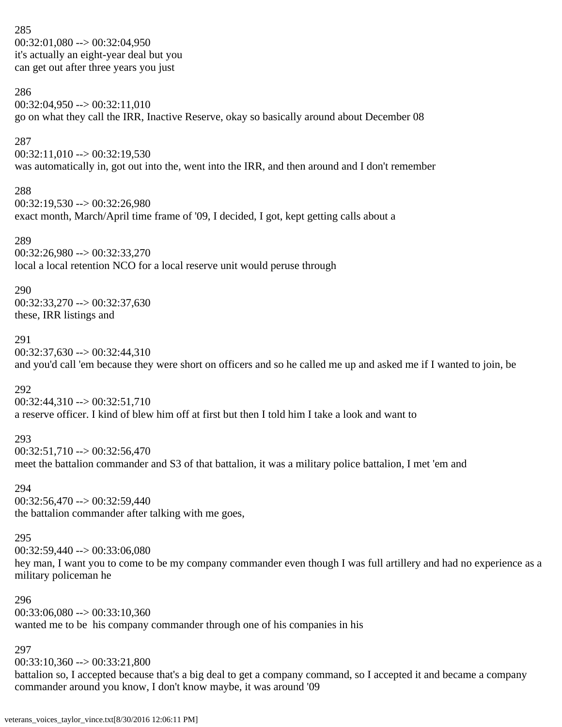285
00:32:01,080 --> 00:32:04,950
it's actually an eight-year deal but you
can get out after three years you just

286
00:32:04,950 --> 00:32:11,010
go on what they call the IRR, Inactive Reserve, okay so basically around about December 08

287
00:32:11,010 --> 00:32:19,530
was automatically in, got out into the, went into the IRR, and then around and I don't remember

288
00:32:19,530 --> 00:32:26,980
exact month, March/April time frame of '09, I decided, I got, kept getting calls about a

289
00:32:26,980 --> 00:32:33,270
local a local retention NCO for a local reserve unit would peruse through

290
00:32:33,270 --> 00:32:37,630
these, IRR listings and

291
00:32:37,630 --> 00:32:44,310
and you'd call 'em because they were short on officers and so he called me up and asked me if I wanted to join, be

292
00:32:44,310 --> 00:32:51,710
a reserve officer. I kind of blew him off at first but then I told him I take a look and want to

293
00:32:51,710 --> 00:32:56,470
meet the battalion commander and S3 of that battalion, it was a military police battalion, I met 'em and

294
00:32:56,470 --> 00:32:59,440
the battalion commander after talking with me goes,

295
00:32:59,440 --> 00:33:06,080
hey man, I want you to come to be my company commander even though I was full artillery and had no experience as a military policeman he

296
00:33:06,080 --> 00:33:10,360
wanted me to be his company commander through one of his companies in his

297
00:33:10,360 --> 00:33:21,800
battalion so, I accepted because that's a big deal to get a company command, so I accepted it and became a company commander around you know, I don't know maybe, it was around '09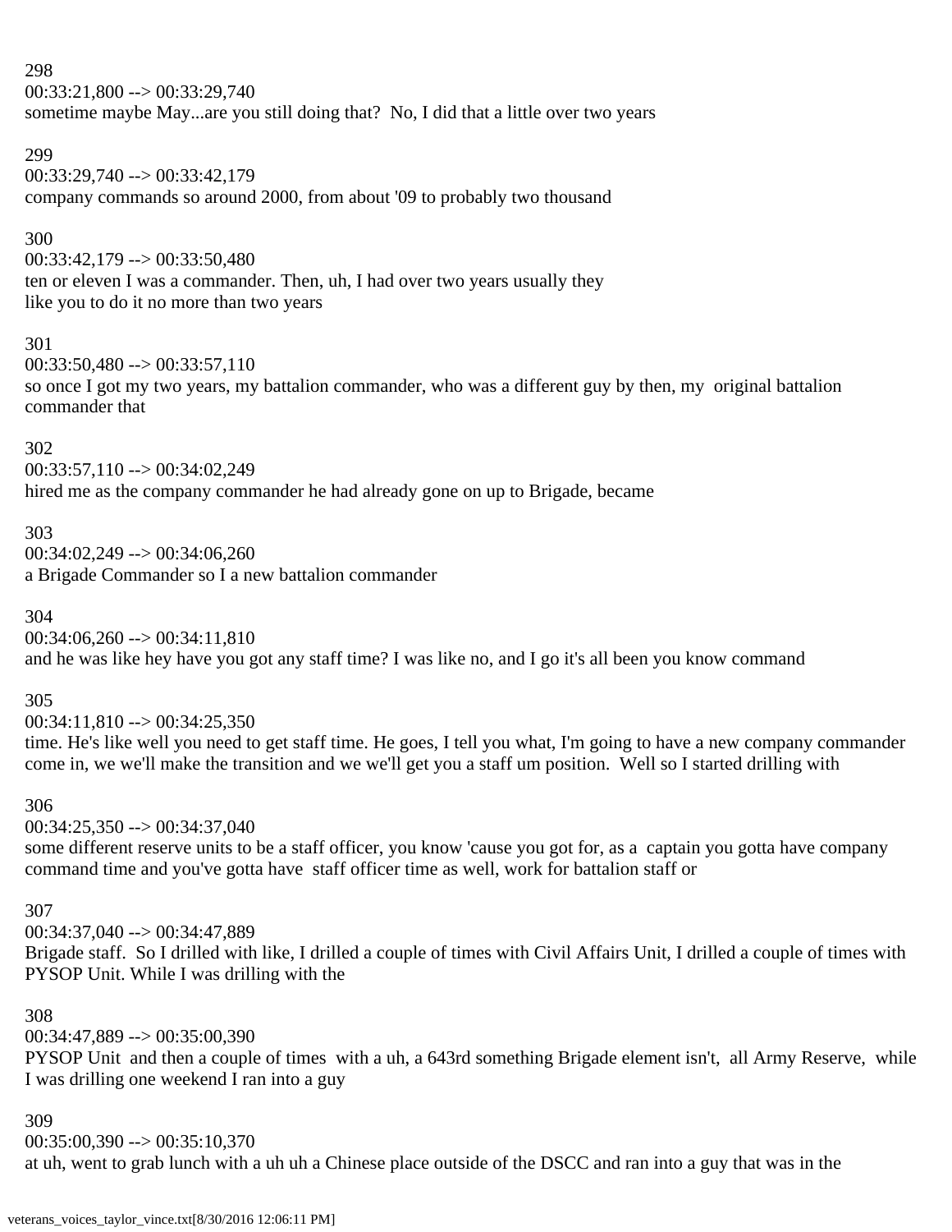298
00:33:21,800 --> 00:33:29,740
sometime maybe May...are you still doing that?  No, I did that a little over two years

299
00:33:29,740 --> 00:33:42,179
company commands so around 2000, from about '09 to probably two thousand

300
00:33:42,179 --> 00:33:50,480
ten or eleven I was a commander. Then, uh, I had over two years usually they
like you to do it no more than two years

301
00:33:50,480 --> 00:33:57,110
so once I got my two years, my battalion commander, who was a different guy by then, my  original battalion commander that

302
00:33:57,110 --> 00:34:02,249
hired me as the company commander he had already gone on up to Brigade, became

303
00:34:02,249 --> 00:34:06,260
a Brigade Commander so I a new battalion commander

304
00:34:06,260 --> 00:34:11,810
and he was like hey have you got any staff time? I was like no, and I go it's all been you know command

305
00:34:11,810 --> 00:34:25,350
time. He's like well you need to get staff time. He goes, I tell you what, I'm going to have a new company commander come in, we we'll make the transition and we we'll get you a staff um position.  Well so I started drilling with

306
00:34:25,350 --> 00:34:37,040
some different reserve units to be a staff officer, you know 'cause you got for, as a  captain you gotta have company command time and you've gotta have  staff officer time as well, work for battalion staff or

307
00:34:37,040 --> 00:34:47,889
Brigade staff.  So I drilled with like, I drilled a couple of times with Civil Affairs Unit, I drilled a couple of times with PYSOP Unit. While I was drilling with the

308
00:34:47,889 --> 00:35:00,390
PYSOP Unit  and then a couple of times  with a uh, a 643rd something Brigade element isn't,  all Army Reserve,  while I was drilling one weekend I ran into a guy

309
00:35:00,390 --> 00:35:10,370
at uh, went to grab lunch with a uh uh a Chinese place outside of the DSCC and ran into a guy that was in the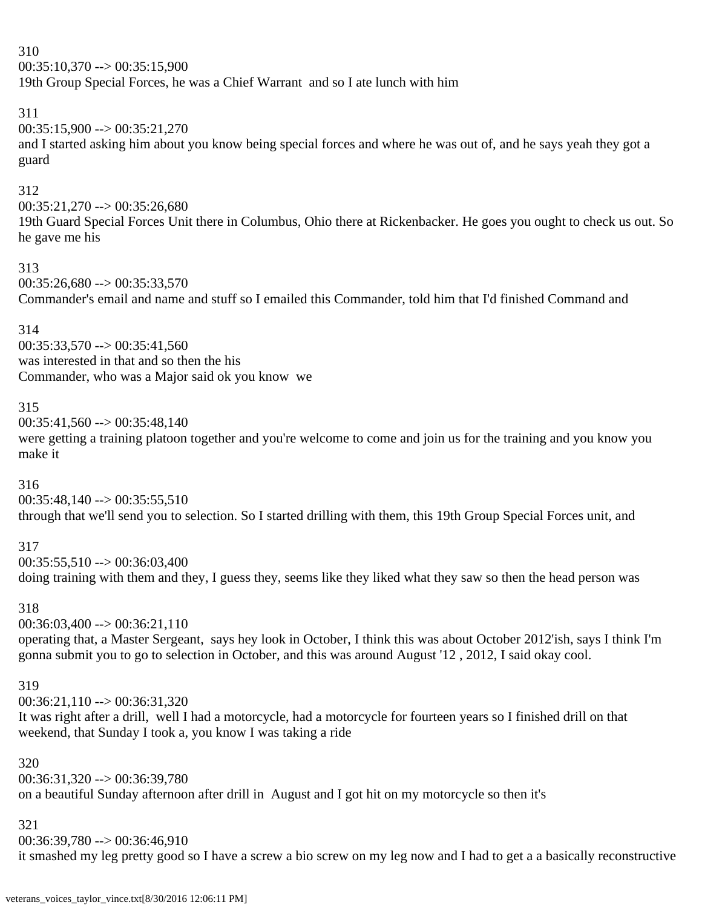310
00:35:10,370 --> 00:35:15,900
19th Group Special Forces, he was a Chief Warrant and so I ate lunch with him

311
00:35:15,900 --> 00:35:21,270
and I started asking him about you know being special forces and where he was out of, and he says yeah they got a guard

312
00:35:21,270 --> 00:35:26,680
19th Guard Special Forces Unit there in Columbus, Ohio there at Rickenbacker. He goes you ought to check us out. So he gave me his

313
00:35:26,680 --> 00:35:33,570
Commander's email and name and stuff so I emailed this Commander, told him that I'd finished Command and

314
00:35:33,570 --> 00:35:41,560
was interested in that and so then the his
Commander, who was a Major said ok you know we

315
00:35:41,560 --> 00:35:48,140
were getting a training platoon together and you're welcome to come and join us for the training and you know you make it

316
00:35:48,140 --> 00:35:55,510
through that we'll send you to selection. So I started drilling with them, this 19th Group Special Forces unit, and

317
00:35:55,510 --> 00:36:03,400
doing training with them and they, I guess they, seems like they liked what they saw so then the head person was

318
00:36:03,400 --> 00:36:21,110
operating that, a Master Sergeant, says hey look in October, I think this was about October 2012'ish, says I think I'm gonna submit you to go to selection in October, and this was around August '12 , 2012, I said okay cool.

319
00:36:21,110 --> 00:36:31,320
It was right after a drill, well I had a motorcycle, had a motorcycle for fourteen years so I finished drill on that weekend, that Sunday I took a, you know I was taking a ride

320
00:36:31,320 --> 00:36:39,780
on a beautiful Sunday afternoon after drill in August and I got hit on my motorcycle so then it's

321
00:36:39,780 --> 00:36:46,910
it smashed my leg pretty good so I have a screw a bio screw on my leg now and I had to get a a basically reconstructive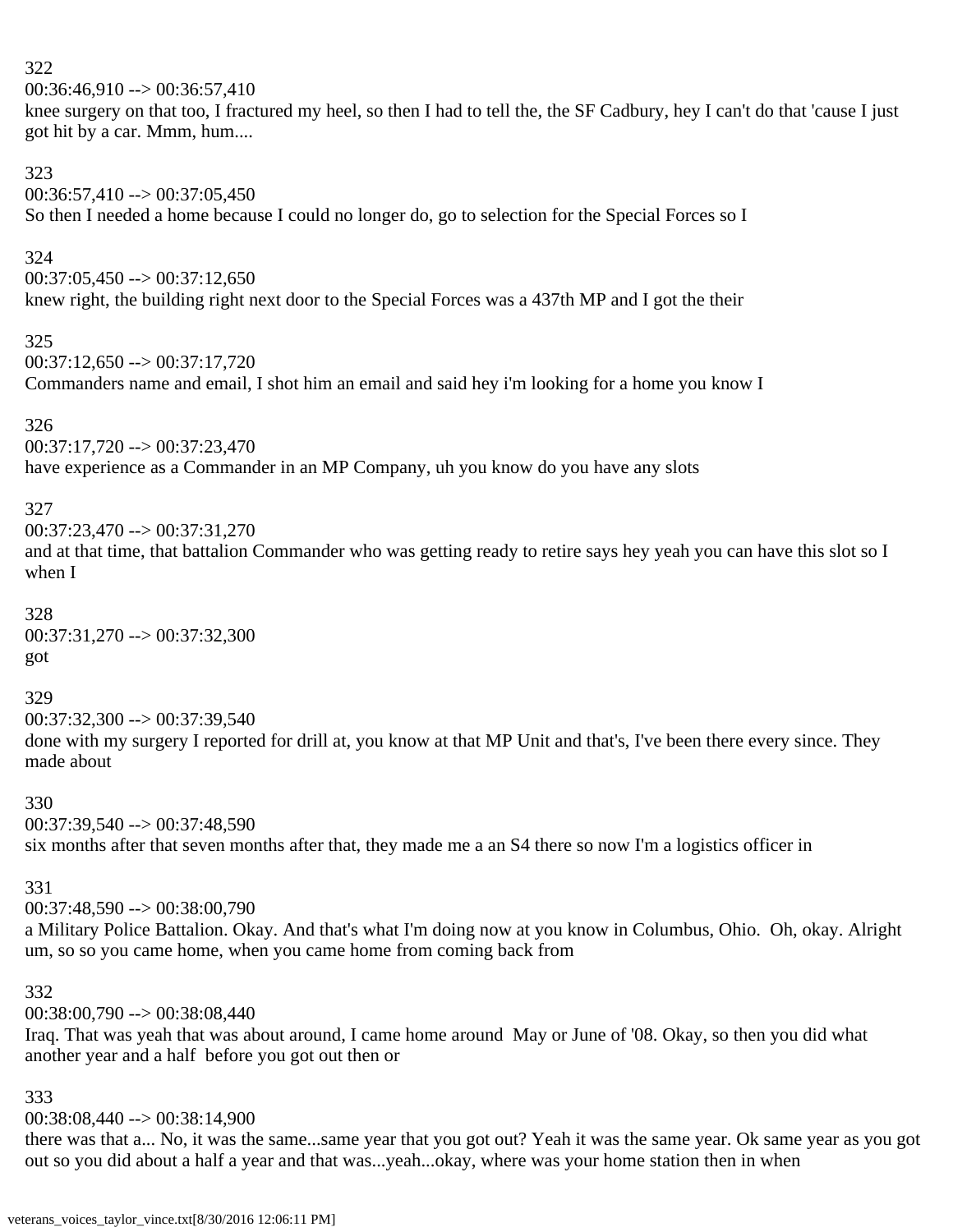322
00:36:46,910 --> 00:36:57,410
knee surgery on that too, I fractured my heel, so then I had to tell the, the SF Cadbury, hey I can't do that 'cause I just got hit by a car. Mmm, hum....

323
00:36:57,410 --> 00:37:05,450
So then I needed a home because I could no longer do, go to selection for the Special Forces so I

324
00:37:05,450 --> 00:37:12,650
knew right, the building right next door to the Special Forces was a 437th MP and I got the their

325
00:37:12,650 --> 00:37:17,720
Commanders name and email, I shot him an email and said hey i'm looking for a home you know I

326
00:37:17,720 --> 00:37:23,470
have experience as a Commander in an MP Company, uh you know do you have any slots

327
00:37:23,470 --> 00:37:31,270
and at that time, that battalion Commander who was getting ready to retire says hey yeah you can have this slot so I when I

328
00:37:31,270 --> 00:37:32,300
got

329
00:37:32,300 --> 00:37:39,540
done with my surgery I reported for drill at, you know at that MP Unit and that's, I've been there every since. They made about

330
00:37:39,540 --> 00:37:48,590
six months after that seven months after that, they made me a an S4 there so now I'm a logistics officer in

331
00:37:48,590 --> 00:38:00,790
a Military Police Battalion. Okay. And that's what I'm doing now at you know in Columbus, Ohio. Oh, okay. Alright um, so so you came home, when you came home from coming back from

332
00:38:00,790 --> 00:38:08,440
Iraq. That was yeah that was about around, I came home around May or June of '08. Okay, so then you did what another year and a half before you got out then or

333
00:38:08,440 --> 00:38:14,900
there was that a... No, it was the same...same year that you got out? Yeah it was the same year. Ok same year as you got out so you did about a half a year and that was...yeah...okay, where was your home station then in when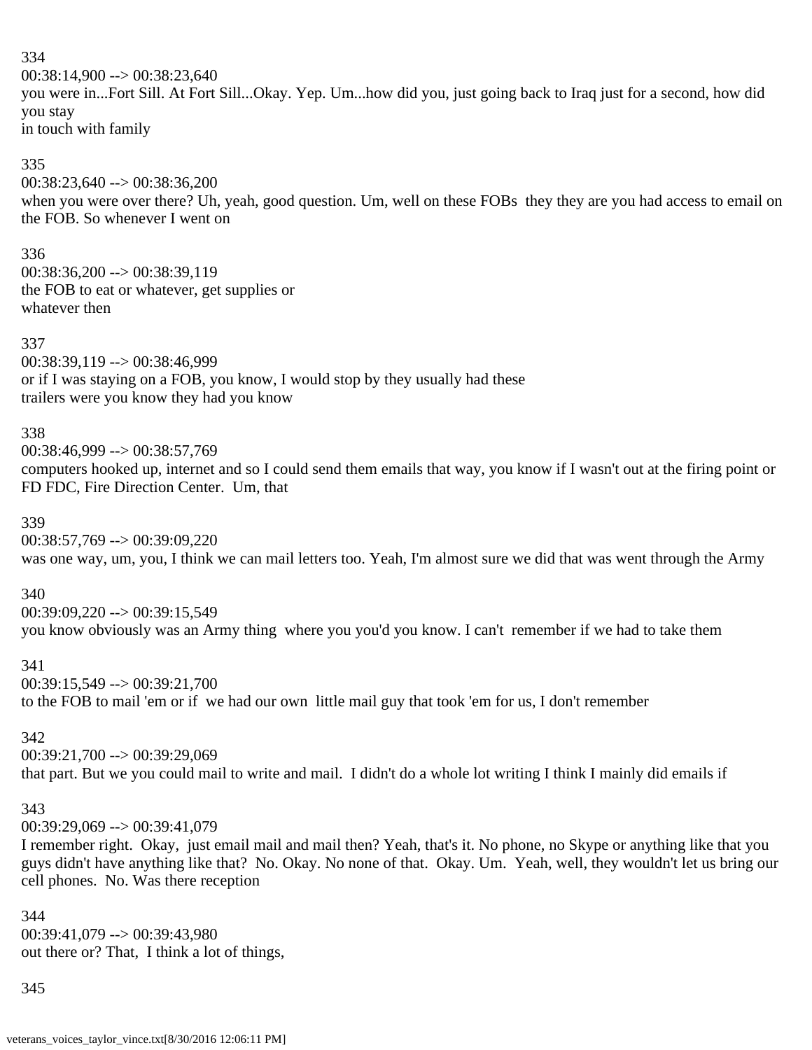334
00:38:14,900 --> 00:38:23,640
you were in...Fort Sill. At Fort Sill...Okay. Yep. Um...how did you, just going back to Iraq just for a second, how did you stay
in touch with family

335
00:38:23,640 --> 00:38:36,200
when you were over there? Uh, yeah, good question. Um, well on these FOBs they they are you had access to email on the FOB. So whenever I went on

336
00:38:36,200 --> 00:38:39,119
the FOB to eat or whatever, get supplies or
whatever then

337
00:38:39,119 --> 00:38:46,999
or if I was staying on a FOB, you know, I would stop by they usually had these
trailers were you know they had you know

338
00:38:46,999 --> 00:38:57,769
computers hooked up, internet and so I could send them emails that way, you know if I wasn't out at the firing point or FD FDC, Fire Direction Center. Um, that

339
00:38:57,769 --> 00:39:09,220
was one way, um, you, I think we can mail letters too. Yeah, I'm almost sure we did that was went through the Army

340
00:39:09,220 --> 00:39:15,549
you know obviously was an Army thing where you you'd you know. I can't remember if we had to take them

341
00:39:15,549 --> 00:39:21,700
to the FOB to mail 'em or if we had our own little mail guy that took 'em for us, I don't remember

342
00:39:21,700 --> 00:39:29,069
that part. But we you could mail to write and mail. I didn't do a whole lot writing I think I mainly did emails if

343
00:39:29,069 --> 00:39:41,079
I remember right. Okay, just email mail and mail then? Yeah, that's it. No phone, no Skype or anything like that you guys didn't have anything like that? No. Okay. No none of that. Okay. Um. Yeah, well, they wouldn't let us bring our cell phones. No. Was there reception

344
00:39:41,079 --> 00:39:43,980
out there or? That, I think a lot of things,

345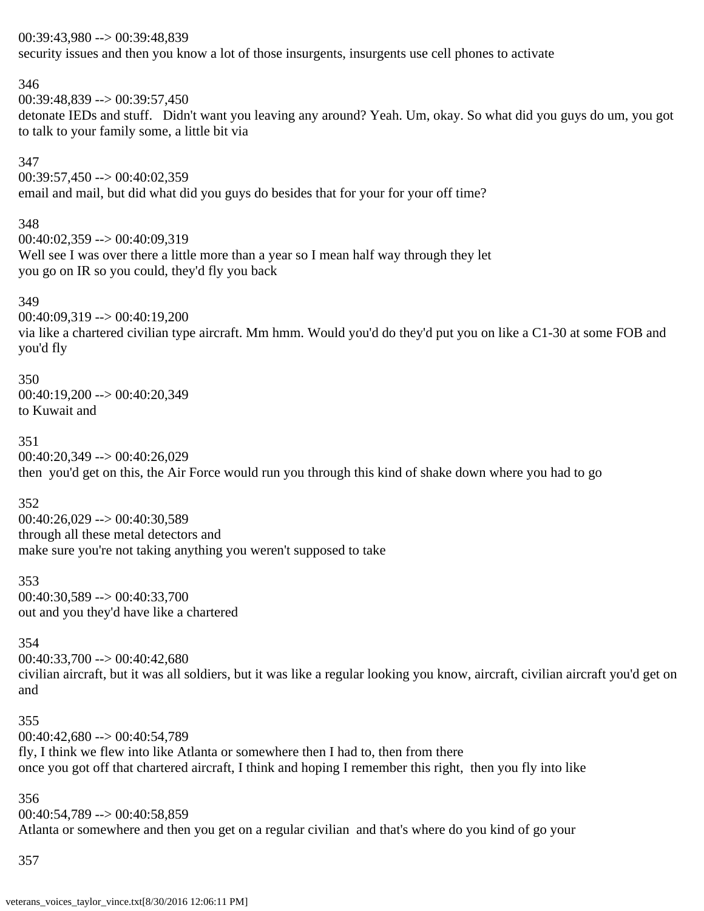00:39:43,980 --> 00:39:48,839
security issues and then you know a lot of those insurgents, insurgents use cell phones to activate

346
00:39:48,839 --> 00:39:57,450
detonate IEDs and stuff. Didn't want you leaving any around? Yeah. Um, okay. So what did you guys do um, you got to talk to your family some, a little bit via

347
00:39:57,450 --> 00:40:02,359
email and mail, but did what did you guys do besides that for your for your off time?

348
00:40:02,359 --> 00:40:09,319
Well see I was over there a little more than a year so I mean half way through they let
you go on IR so you could, they'd fly you back

349
00:40:09,319 --> 00:40:19,200
via like a chartered civilian type aircraft. Mm hmm. Would you'd do they'd put you on like a C1-30 at some FOB and you'd fly

350
00:40:19,200 --> 00:40:20,349
to Kuwait and

351
00:40:20,349 --> 00:40:26,029
then you'd get on this, the Air Force would run you through this kind of shake down where you had to go

352
00:40:26,029 --> 00:40:30,589
through all these metal detectors and
make sure you're not taking anything you weren't supposed to take

353
00:40:30,589 --> 00:40:33,700
out and you they'd have like a chartered

354
00:40:33,700 --> 00:40:42,680
civilian aircraft, but it was all soldiers, but it was like a regular looking you know, aircraft, civilian aircraft you'd get on and

355
00:40:42,680 --> 00:40:54,789
fly, I think we flew into like Atlanta or somewhere then I had to, then from there
once you got off that chartered aircraft, I think and hoping I remember this right, then you fly into like

356
00:40:54,789 --> 00:40:58,859
Atlanta or somewhere and then you get on a regular civilian and that's where do you kind of go your

357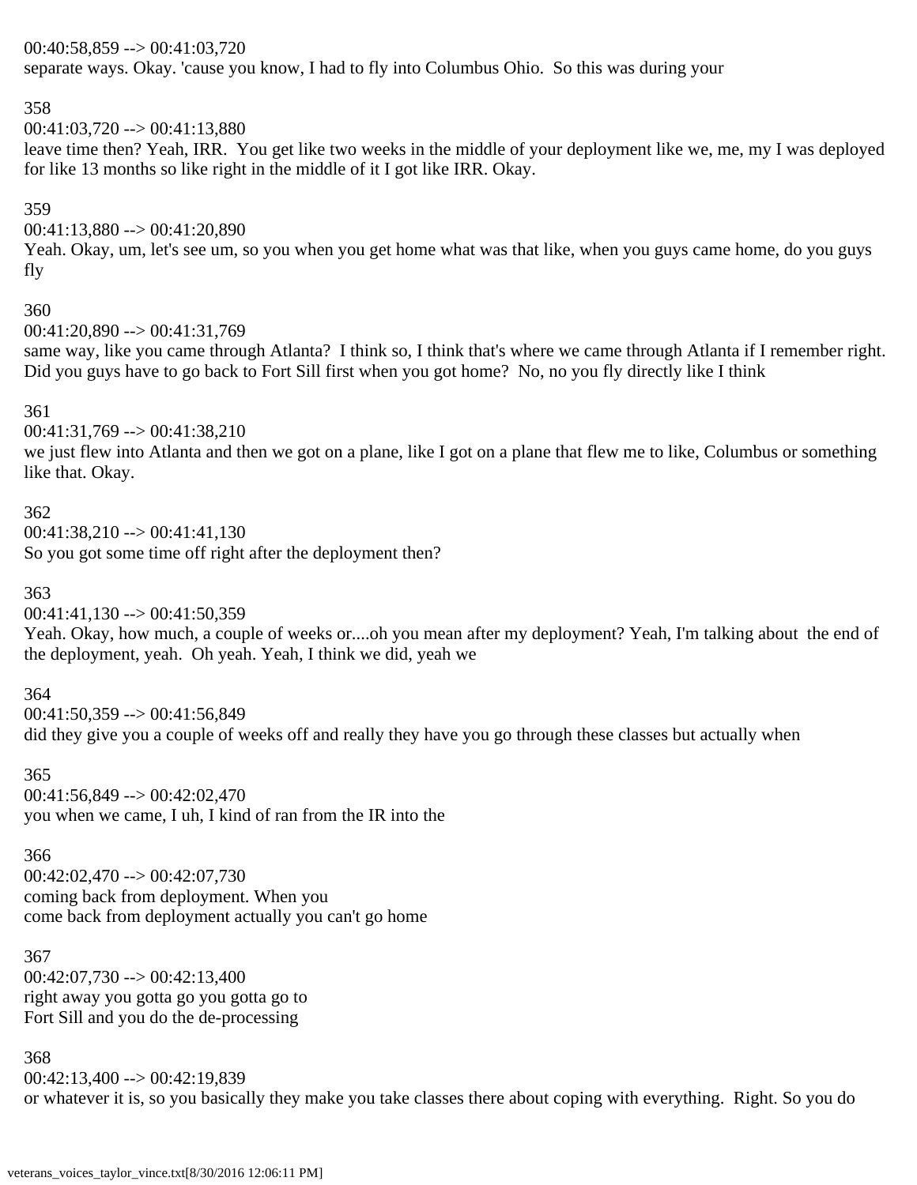00:40:58,859 --> 00:41:03,720
separate ways. Okay. 'cause you know, I had to fly into Columbus Ohio. So this was during your

358
00:41:03,720 --> 00:41:13,880
leave time then? Yeah, IRR. You get like two weeks in the middle of your deployment like we, me, my I was deployed for like 13 months so like right in the middle of it I got like IRR. Okay.

359
00:41:13,880 --> 00:41:20,890
Yeah. Okay, um, let's see um, so you when you get home what was that like, when you guys came home, do you guys fly

360
00:41:20,890 --> 00:41:31,769
same way, like you came through Atlanta? I think so, I think that's where we came through Atlanta if I remember right. Did you guys have to go back to Fort Sill first when you got home? No, no you fly directly like I think

361
00:41:31,769 --> 00:41:38,210
we just flew into Atlanta and then we got on a plane, like I got on a plane that flew me to like, Columbus or something like that. Okay.

362
00:41:38,210 --> 00:41:41,130
So you got some time off right after the deployment then?

363
00:41:41,130 --> 00:41:50,359
Yeah. Okay, how much, a couple of weeks or....oh you mean after my deployment? Yeah, I'm talking about the end of the deployment, yeah. Oh yeah. Yeah, I think we did, yeah we

364
00:41:50,359 --> 00:41:56,849
did they give you a couple of weeks off and really they have you go through these classes but actually when

365
00:41:56,849 --> 00:42:02,470
you when we came, I uh, I kind of ran from the IR into the

366
00:42:02,470 --> 00:42:07,730
coming back from deployment. When you
come back from deployment actually you can't go home

367
00:42:07,730 --> 00:42:13,400
right away you gotta go you gotta go to
Fort Sill and you do the de-processing

368
00:42:13,400 --> 00:42:19,839
or whatever it is, so you basically they make you take classes there about coping with everything. Right. So you do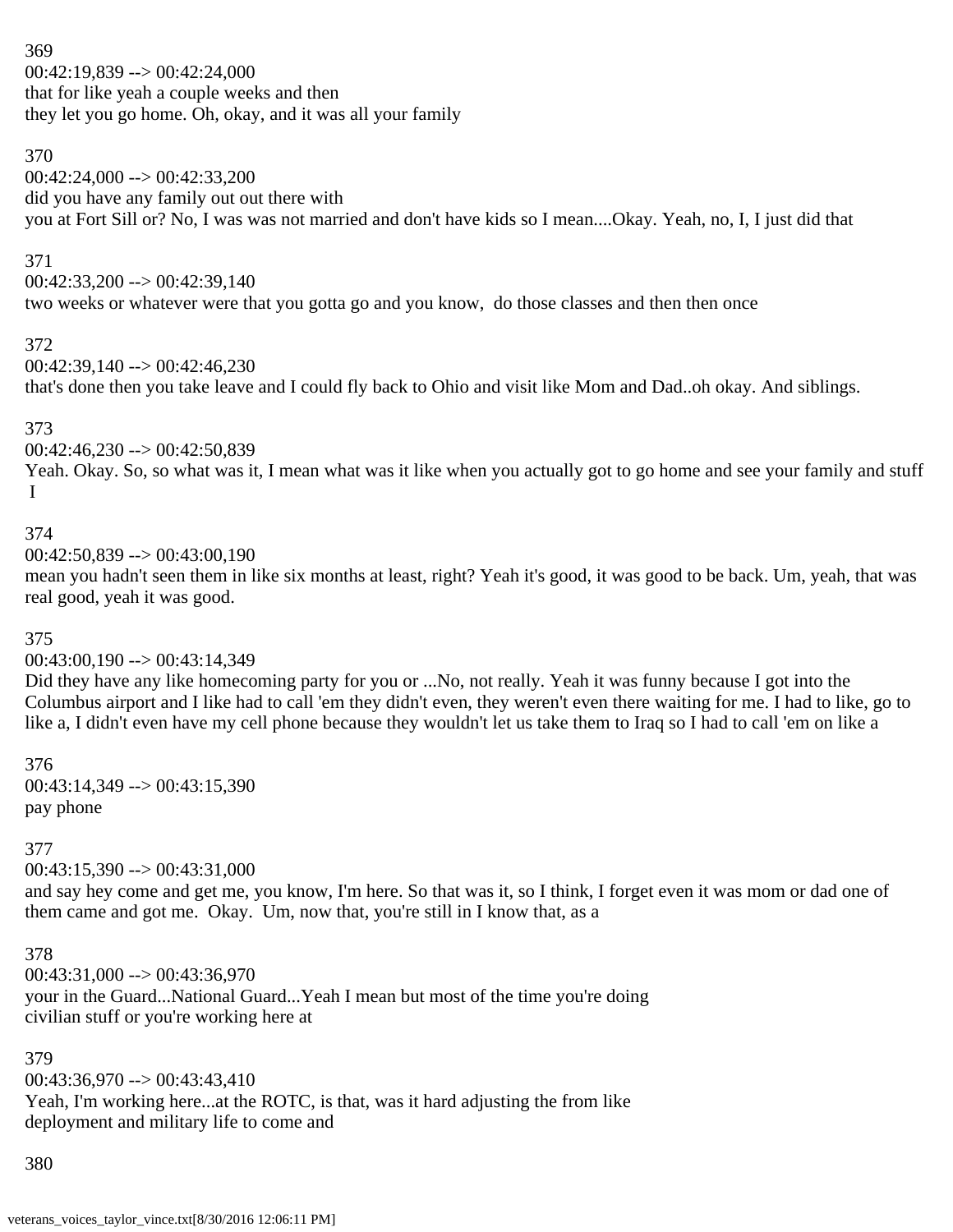369
00:42:19,839 --> 00:42:24,000
that for like yeah a couple weeks and then
they let you go home. Oh, okay, and it was all your family

370
00:42:24,000 --> 00:42:33,200
did you have any family out out there with
you at Fort Sill or? No, I was was not married and don't have kids so I mean....Okay. Yeah, no, I, I just did that

371
00:42:33,200 --> 00:42:39,140
two weeks or whatever were that you gotta go and you know, do those classes and then then once

372
00:42:39,140 --> 00:42:46,230
that's done then you take leave and I could fly back to Ohio and visit like Mom and Dad..oh okay. And siblings.

373
00:42:46,230 --> 00:42:50,839
Yeah. Okay. So, so what was it, I mean what was it like when you actually got to go home and see your family and stuff I

374
00:42:50,839 --> 00:43:00,190
mean you hadn't seen them in like six months at least, right? Yeah it's good, it was good to be back. Um, yeah, that was real good, yeah it was good.

375
00:43:00,190 --> 00:43:14,349
Did they have any like homecoming party for you or ...No, not really. Yeah it was funny because I got into the Columbus airport and I like had to call 'em they didn't even, they weren't even there waiting for me. I had to like, go to like a, I didn't even have my cell phone because they wouldn't let us take them to Iraq so I had to call 'em on like a

376
00:43:14,349 --> 00:43:15,390
pay phone

377
00:43:15,390 --> 00:43:31,000
and say hey come and get me, you know, I'm here. So that was it, so I think, I forget even it was mom or dad one of them came and got me. Okay. Um, now that, you're still in I know that, as a

378
00:43:31,000 --> 00:43:36,970
your in the Guard...National Guard...Yeah I mean but most of the time you're doing
civilian stuff or you're working here at

379
00:43:36,970 --> 00:43:43,410
Yeah, I'm working here...at the ROTC, is that, was it hard adjusting the from like
deployment and military life to come and

380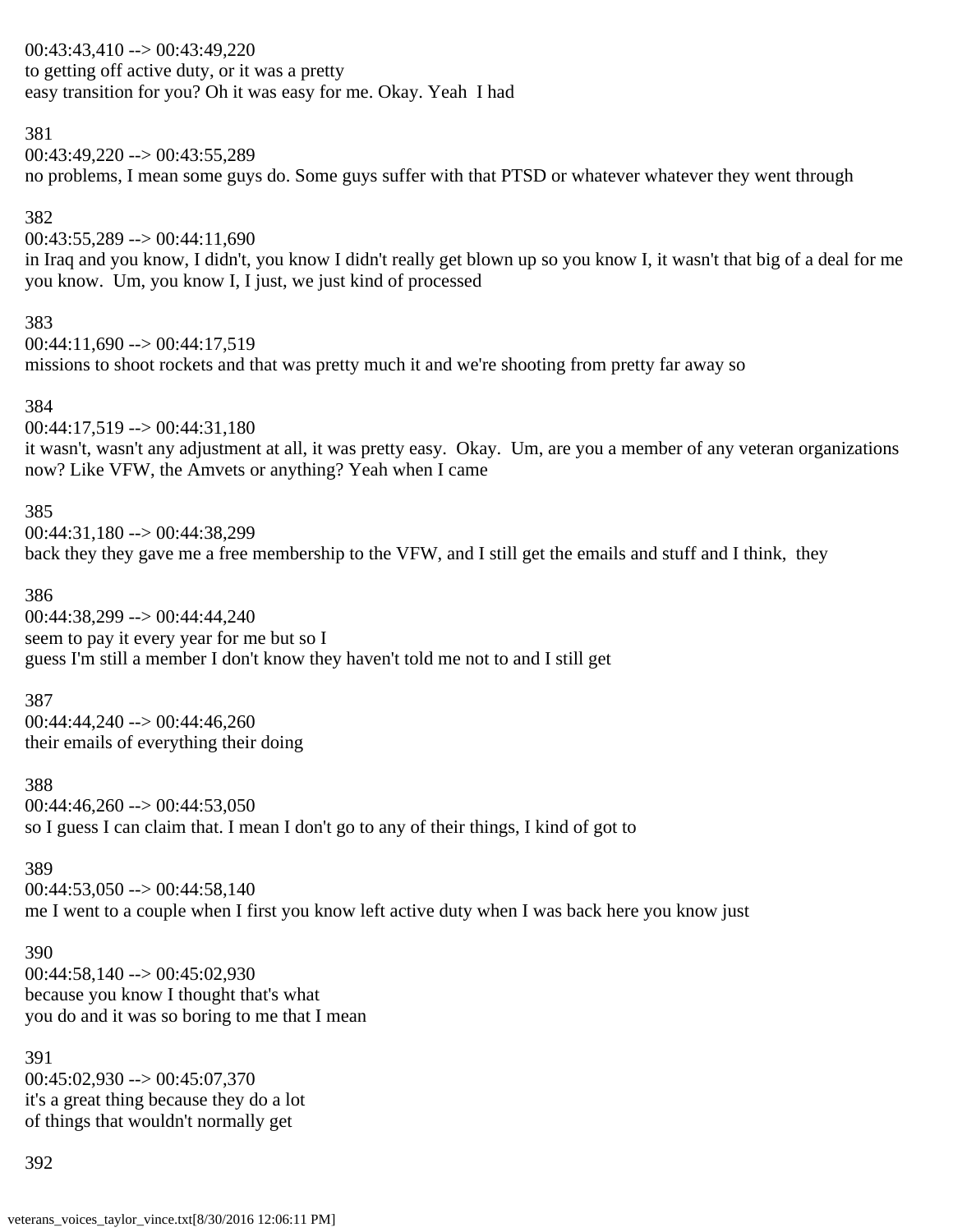00:43:43,410 --> 00:43:49,220
to getting off active duty, or it was a pretty
easy transition for you? Oh it was easy for me. Okay. Yeah I had

381
00:43:49,220 --> 00:43:55,289
no problems, I mean some guys do. Some guys suffer with that PTSD or whatever whatever they went through

382
00:43:55,289 --> 00:44:11,690
in Iraq and you know, I didn't, you know I didn't really get blown up so you know I, it wasn't that big of a deal for me you know. Um, you know I, I just, we just kind of processed

383
00:44:11,690 --> 00:44:17,519
missions to shoot rockets and that was pretty much it and we're shooting from pretty far away so

384
00:44:17,519 --> 00:44:31,180
it wasn't, wasn't any adjustment at all, it was pretty easy. Okay. Um, are you a member of any veteran organizations now? Like VFW, the Amvets or anything? Yeah when I came

385
00:44:31,180 --> 00:44:38,299
back they they gave me a free membership to the VFW, and I still get the emails and stuff and I think, they

386
00:44:38,299 --> 00:44:44,240
seem to pay it every year for me but so I
guess I'm still a member I don't know they haven't told me not to and I still get

387
00:44:44,240 --> 00:44:46,260
their emails of everything their doing

388
00:44:46,260 --> 00:44:53,050
so I guess I can claim that. I mean I don't go to any of their things, I kind of got to

389
00:44:53,050 --> 00:44:58,140
me I went to a couple when I first you know left active duty when I was back here you know just

390
00:44:58,140 --> 00:45:02,930
because you know I thought that's what
you do and it was so boring to me that I mean

391
00:45:02,930 --> 00:45:07,370
it's a great thing because they do a lot
of things that wouldn't normally get

392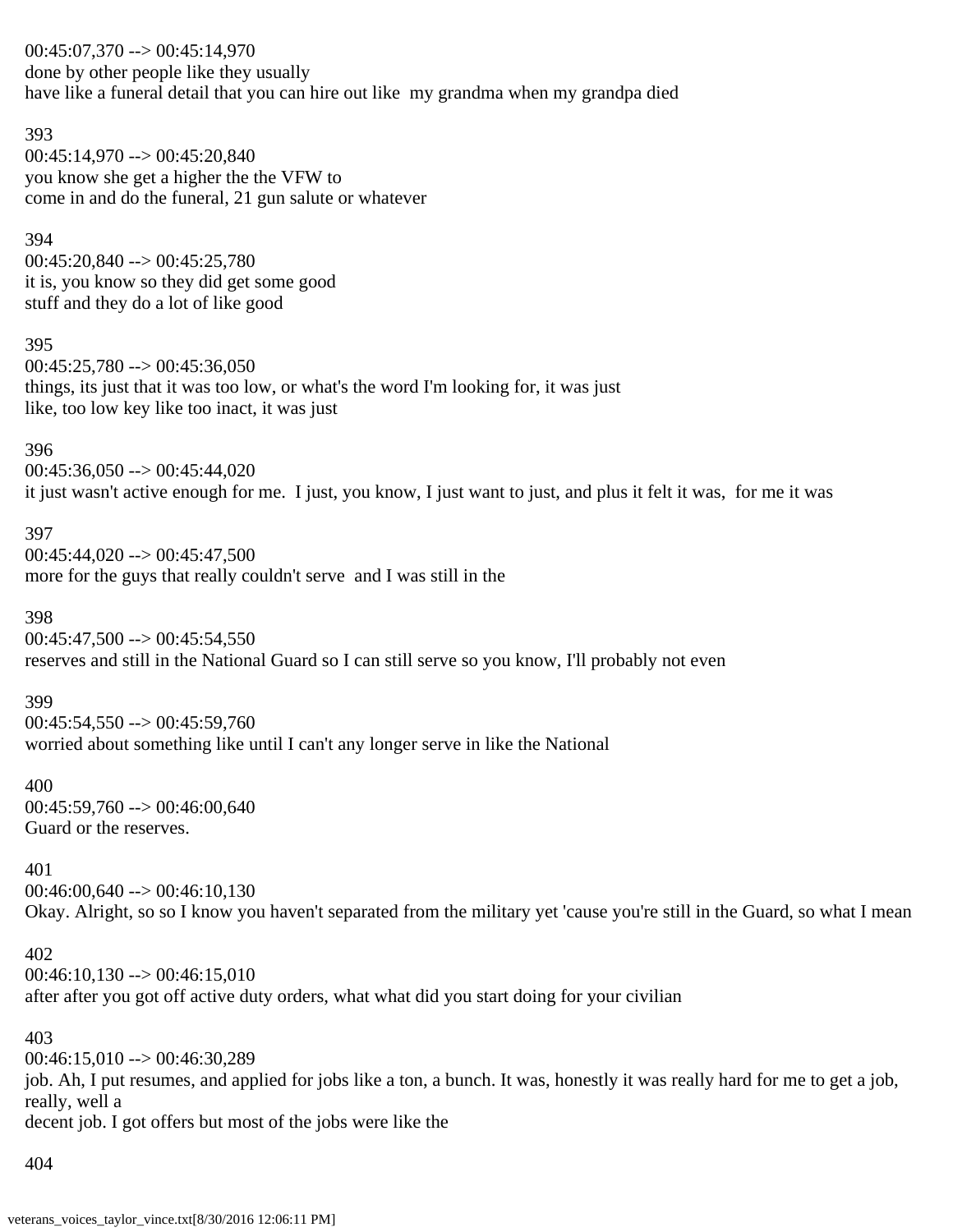00:45:07,370 --> 00:45:14,970
done by other people like they usually
have like a funeral detail that you can hire out like my grandma when my grandpa died

393
00:45:14,970 --> 00:45:20,840
you know she get a higher the the VFW to
come in and do the funeral, 21 gun salute or whatever

394
00:45:20,840 --> 00:45:25,780
it is, you know so they did get some good
stuff and they do a lot of like good

395
00:45:25,780 --> 00:45:36,050
things, its just that it was too low, or what's the word I'm looking for, it was just
like, too low key like too inact, it was just

396
00:45:36,050 --> 00:45:44,020
it just wasn't active enough for me. I just, you know, I just want to just, and plus it felt it was, for me it was

397
00:45:44,020 --> 00:45:47,500
more for the guys that really couldn't serve and I was still in the

398
00:45:47,500 --> 00:45:54,550
reserves and still in the National Guard so I can still serve so you know, I'll probably not even

399
00:45:54,550 --> 00:45:59,760
worried about something like until I can't any longer serve in like the National

400
00:45:59,760 --> 00:46:00,640
Guard or the reserves.

401
00:46:00,640 --> 00:46:10,130
Okay. Alright, so so I know you haven't separated from the military yet 'cause you're still in the Guard, so what I mean

402
00:46:10,130 --> 00:46:15,010
after after you got off active duty orders, what what did you start doing for your civilian

403
00:46:15,010 --> 00:46:30,289
job. Ah, I put resumes, and applied for jobs like a ton, a bunch. It was, honestly it was really hard for me to get a job, really, well a
decent job. I got offers but most of the jobs were like the

404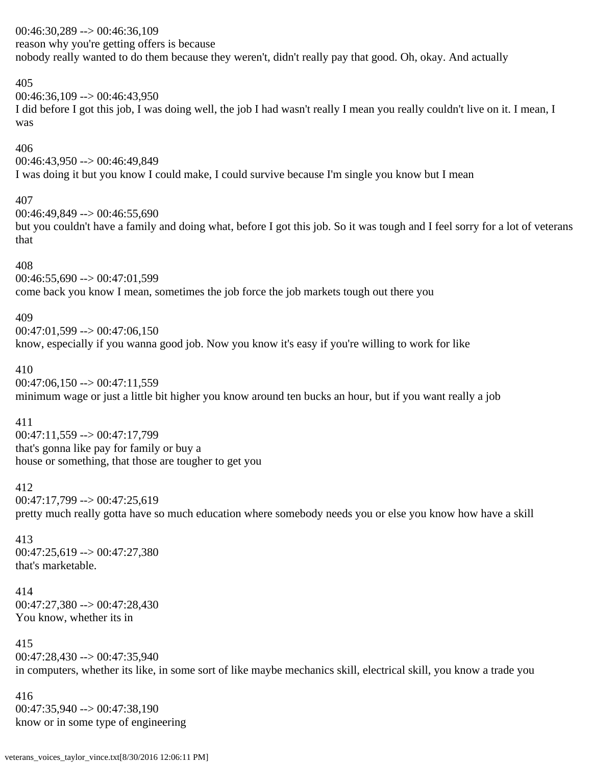00:46:30,289 --> 00:46:36,109
reason why you're getting offers is because
nobody really wanted to do them because they weren't, didn't really pay that good. Oh, okay. And actually

405
00:46:36,109 --> 00:46:43,950
I did before I got this job, I was doing well, the job I had wasn't really I mean you really couldn't live on it. I mean, I was

406
00:46:43,950 --> 00:46:49,849
I was doing it but you know I could make, I could survive because I'm single you know but I mean

407
00:46:49,849 --> 00:46:55,690
but you couldn't have a family and doing what, before I got this job. So it was tough and I feel sorry for a lot of veterans that

408
00:46:55,690 --> 00:47:01,599
come back you know I mean, sometimes the job force the job markets tough out there you

409
00:47:01,599 --> 00:47:06,150
know, especially if you wanna good job. Now you know it's easy if you're willing to work for like

410
00:47:06,150 --> 00:47:11,559
minimum wage or just a little bit higher you know around ten bucks an hour, but if you want really a job

411
00:47:11,559 --> 00:47:17,799
that's gonna like pay for family or buy a
house or something, that those are tougher to get you

412
00:47:17,799 --> 00:47:25,619
pretty much really gotta have so much education where somebody needs you or else you know how have a skill

413
00:47:25,619 --> 00:47:27,380
that's marketable.

414
00:47:27,380 --> 00:47:28,430
You know, whether its in

415
00:47:28,430 --> 00:47:35,940
in computers, whether its like, in some sort of like maybe mechanics skill, electrical skill, you know a trade you

416
00:47:35,940 --> 00:47:38,190
know or in some type of engineering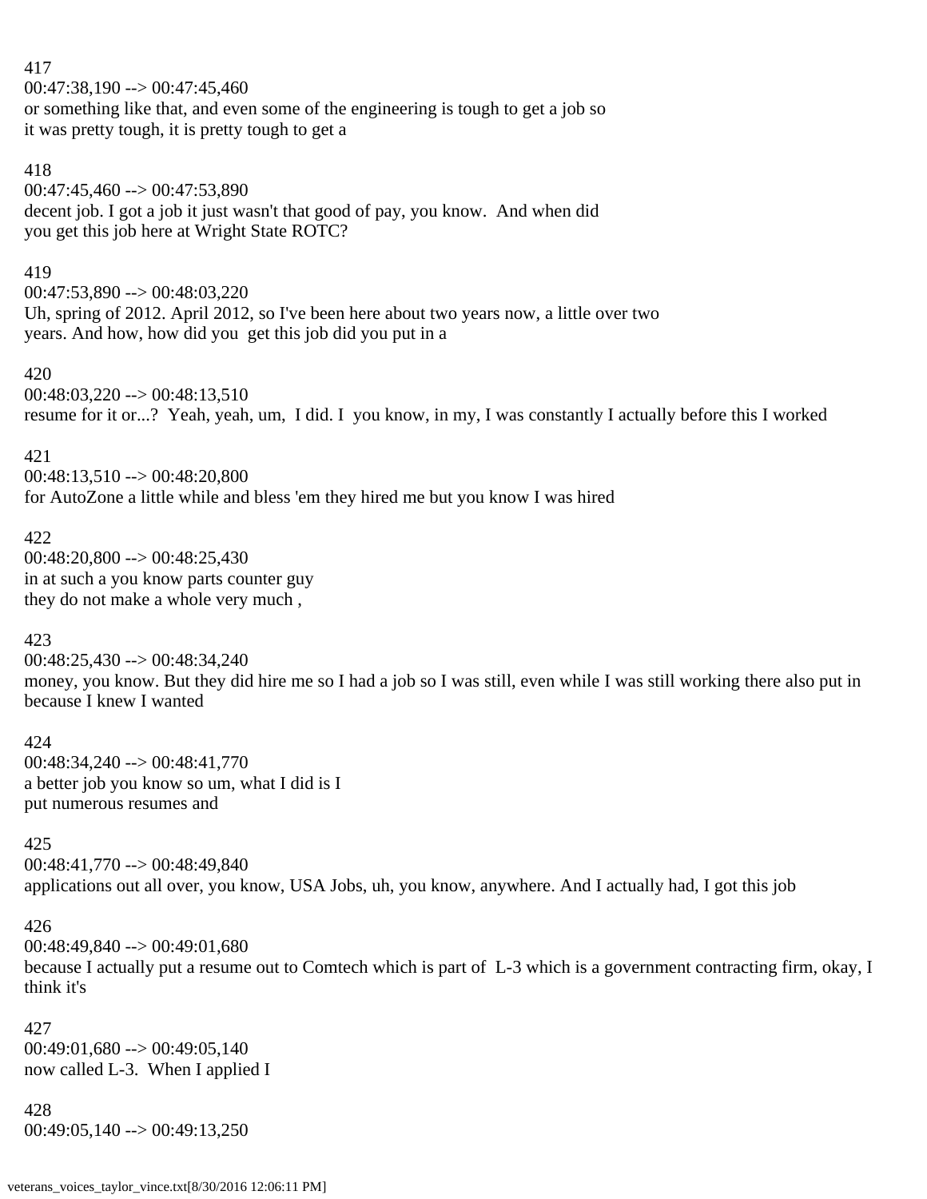417
00:47:38,190 --> 00:47:45,460
or something like that, and even some of the engineering is tough to get a job so
it was pretty tough, it is pretty tough to get a

418
00:47:45,460 --> 00:47:53,890
decent job. I got a job it just wasn't that good of pay, you know. And when did
you get this job here at Wright State ROTC?

419
00:47:53,890 --> 00:48:03,220
Uh, spring of 2012. April 2012, so I've been here about two years now, a little over two
years. And how, how did you get this job did you put in a

420
00:48:03,220 --> 00:48:13,510
resume for it or...? Yeah, yeah, um, I did. I you know, in my, I was constantly I actually before this I worked

421
00:48:13,510 --> 00:48:20,800
for AutoZone a little while and bless 'em they hired me but you know I was hired

422
00:48:20,800 --> 00:48:25,430
in at such a you know parts counter guy
they do not make a whole very much ,

423
00:48:25,430 --> 00:48:34,240
money, you know. But they did hire me so I had a job so I was still, even while I was still working there also put in
because I knew I wanted

424
00:48:34,240 --> 00:48:41,770
a better job you know so um, what I did is I
put numerous resumes and

425
00:48:41,770 --> 00:48:49,840
applications out all over, you know, USA Jobs, uh, you know, anywhere. And I actually had, I got this job

426
00:48:49,840 --> 00:49:01,680
because I actually put a resume out to Comtech which is part of L-3 which is a government contracting firm, okay, I
think it's

427
00:49:01,680 --> 00:49:05,140
now called L-3. When I applied I

428
00:49:05,140 --> 00:49:13,250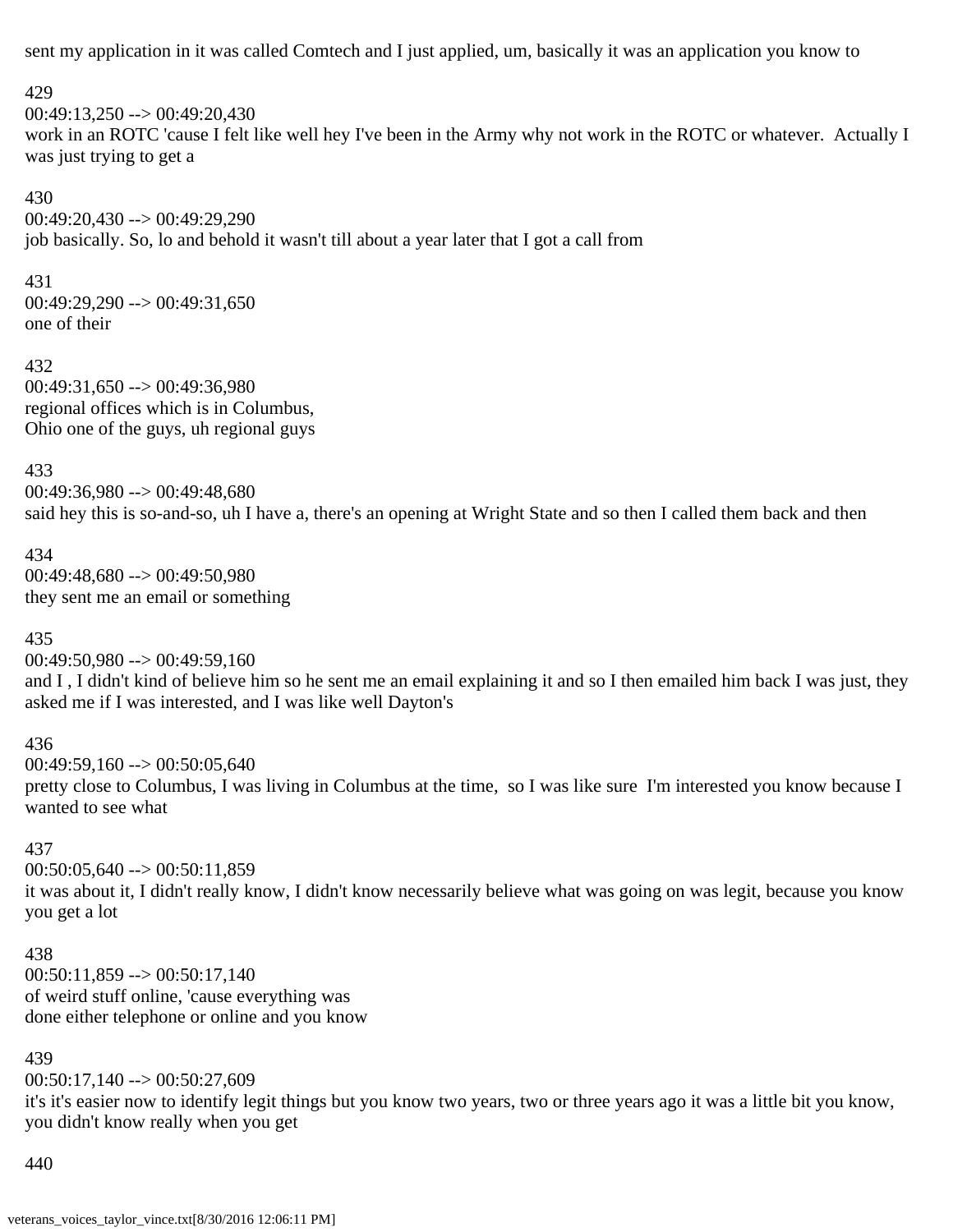sent my application in it was called Comtech and I just applied, um, basically it was an application you know to

429
00:49:13,250 --> 00:49:20,430
work in an ROTC 'cause I felt like well hey I've been in the Army why not work in the ROTC or whatever.  Actually I was just trying to get a

430
00:49:20,430 --> 00:49:29,290
job basically. So, lo and behold it wasn't till about a year later that I got a call from

431
00:49:29,290 --> 00:49:31,650
one of their

432
00:49:31,650 --> 00:49:36,980
regional offices which is in Columbus,
Ohio one of the guys, uh regional guys

433
00:49:36,980 --> 00:49:48,680
said hey this is so-and-so, uh I have a, there's an opening at Wright State and so then I called them back and then

434
00:49:48,680 --> 00:49:50,980
they sent me an email or something

435
00:49:50,980 --> 00:49:59,160
and I , I didn't kind of believe him so he sent me an email explaining it and so I then emailed him back I was just, they asked me if I was interested, and I was like well Dayton's

436
00:49:59,160 --> 00:50:05,640
pretty close to Columbus, I was living in Columbus at the time,  so I was like sure  I'm interested you know because I wanted to see what

437
00:50:05,640 --> 00:50:11,859
it was about it, I didn't really know, I didn't know necessarily believe what was going on was legit, because you know you get a lot

438
00:50:11,859 --> 00:50:17,140
of weird stuff online, 'cause everything was
done either telephone or online and you know

439
00:50:17,140 --> 00:50:27,609
it's it's easier now to identify legit things but you know two years, two or three years ago it was a little bit you know, you didn't know really when you get

440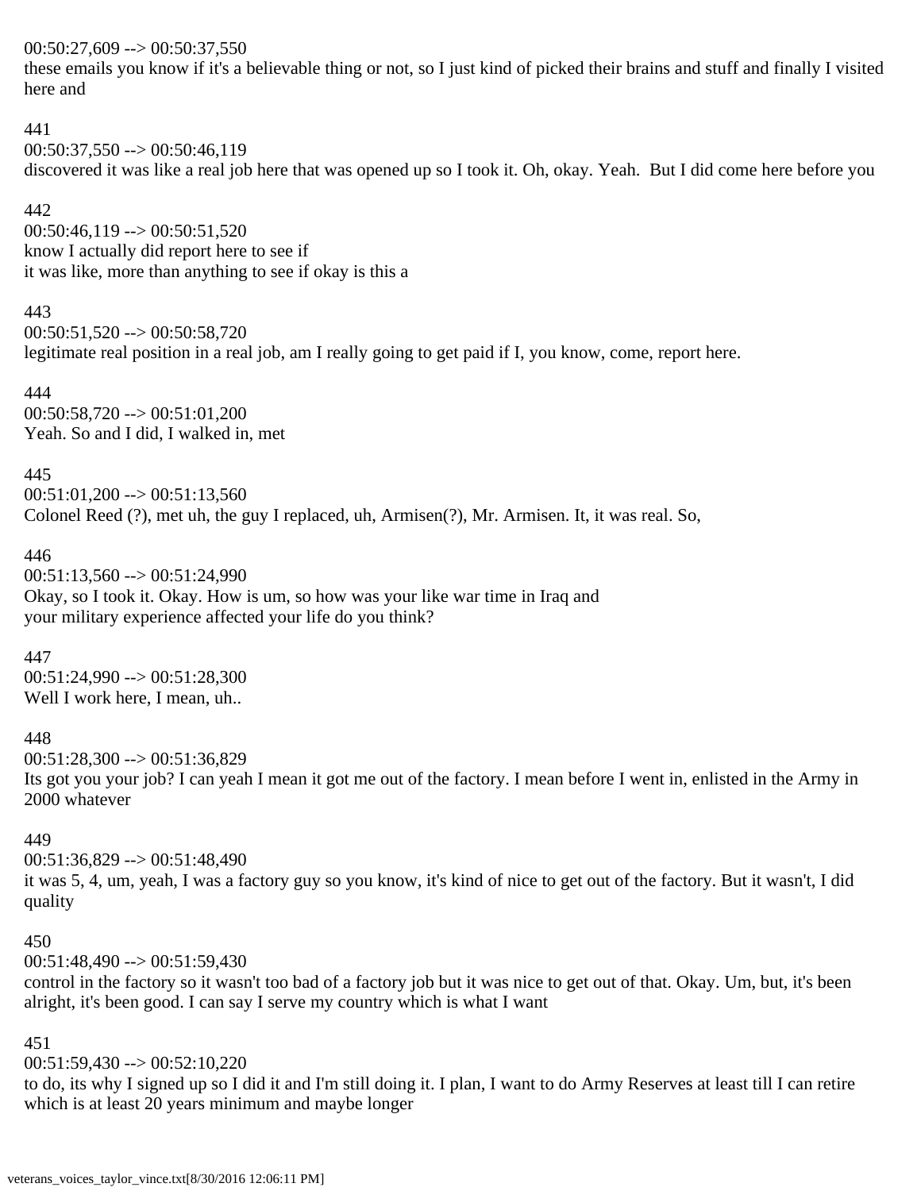00:50:27,609 --> 00:50:37,550
these emails you know if it's a believable thing or not, so I just kind of picked their brains and stuff and finally I visited here and

441
00:50:37,550 --> 00:50:46,119
discovered it was like a real job here that was opened up so I took it. Oh, okay. Yeah. But I did come here before you

442
00:50:46,119 --> 00:50:51,520
know I actually did report here to see if
it was like, more than anything to see if okay is this a

443
00:50:51,520 --> 00:50:58,720
legitimate real position in a real job, am I really going to get paid if I, you know, come, report here.

444
00:50:58,720 --> 00:51:01,200
Yeah. So and I did, I walked in, met

445
00:51:01,200 --> 00:51:13,560
Colonel Reed (?), met uh, the guy I replaced, uh, Armisen(?), Mr. Armisen. It, it was real. So,

446
00:51:13,560 --> 00:51:24,990
Okay, so I took it. Okay. How is um, so how was your like war time in Iraq and
your military experience affected your life do you think?

447
00:51:24,990 --> 00:51:28,300
Well I work here, I mean, uh..

448
00:51:28,300 --> 00:51:36,829
Its got you your job? I can yeah I mean it got me out of the factory. I mean before I went in, enlisted in the Army in 2000 whatever

449
00:51:36,829 --> 00:51:48,490
it was 5, 4, um, yeah, I was a factory guy so you know, it's kind of nice to get out of the factory. But it wasn't, I did quality

450
00:51:48,490 --> 00:51:59,430
control in the factory so it wasn't too bad of a factory job but it was nice to get out of that. Okay. Um, but, it's been alright, it's been good. I can say I serve my country which is what I want

451
00:51:59,430 --> 00:52:10,220
to do, its why I signed up so I did it and I'm still doing it. I plan, I want to do Army Reserves at least till I can retire which is at least 20 years minimum and maybe longer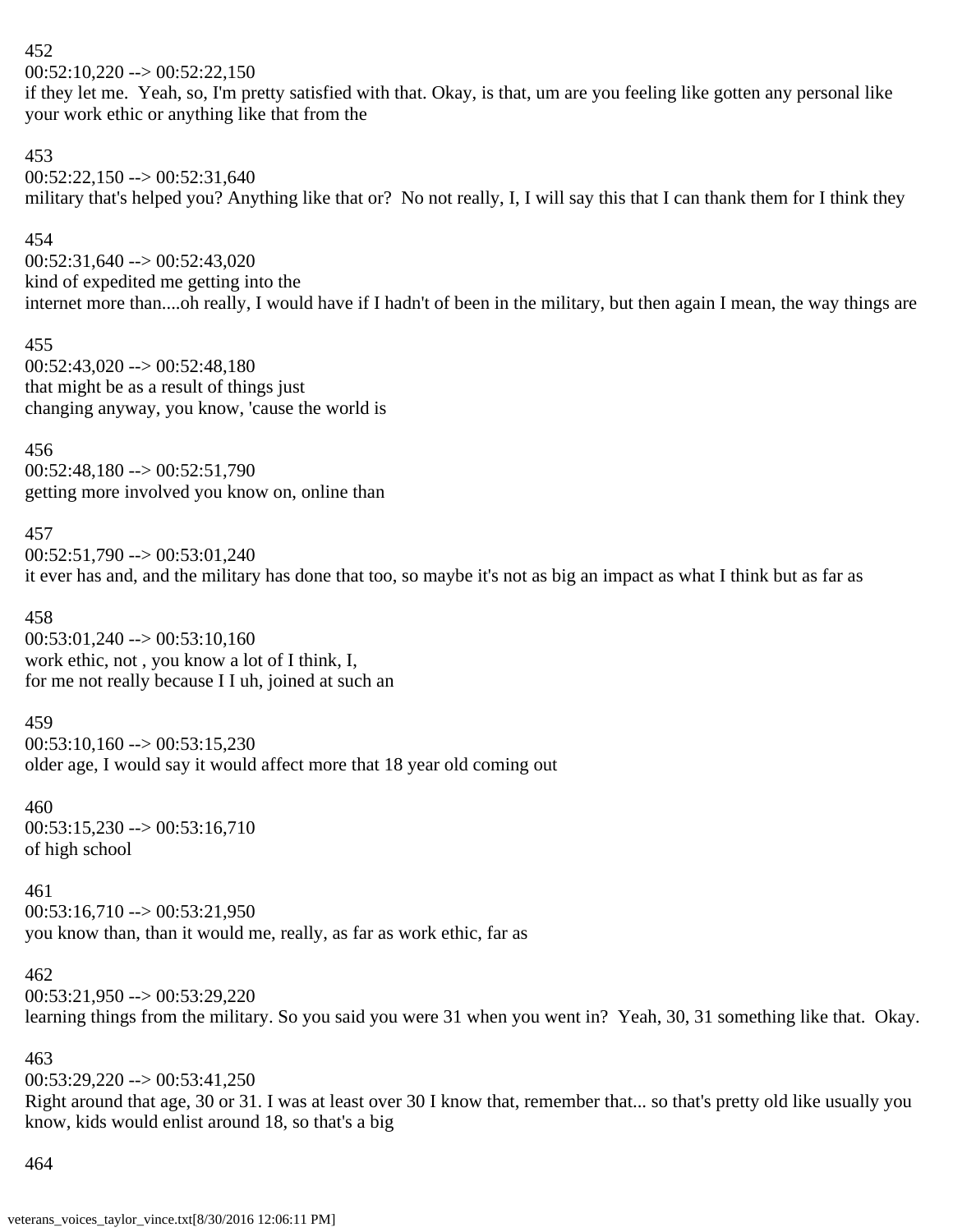452
00:52:10,220 --> 00:52:22,150
if they let me.  Yeah, so, I'm pretty satisfied with that. Okay, is that, um are you feeling like gotten any personal like your work ethic or anything like that from the

453
00:52:22,150 --> 00:52:31,640
military that's helped you? Anything like that or?  No not really, I, I will say this that I can thank them for I think they

454
00:52:31,640 --> 00:52:43,020
kind of expedited me getting into the
internet more than....oh really, I would have if I hadn't of been in the military, but then again I mean, the way things are

455
00:52:43,020 --> 00:52:48,180
that might be as a result of things just
changing anyway, you know, 'cause the world is

456
00:52:48,180 --> 00:52:51,790
getting more involved you know on, online than

457
00:52:51,790 --> 00:53:01,240
it ever has and, and the military has done that too, so maybe it's not as big an impact as what I think but as far as

458
00:53:01,240 --> 00:53:10,160
work ethic, not , you know a lot of I think, I,
for me not really because I I uh, joined at such an

459
00:53:10,160 --> 00:53:15,230
older age, I would say it would affect more that 18 year old coming out

460
00:53:15,230 --> 00:53:16,710
of high school

461
00:53:16,710 --> 00:53:21,950
you know than, than it would me, really, as far as work ethic, far as

462
00:53:21,950 --> 00:53:29,220
learning things from the military. So you said you were 31 when you went in?  Yeah, 30, 31 something like that.  Okay.

463
00:53:29,220 --> 00:53:41,250
Right around that age, 30 or 31. I was at least over 30 I know that, remember that... so that's pretty old like usually you know, kids would enlist around 18, so that's a big

464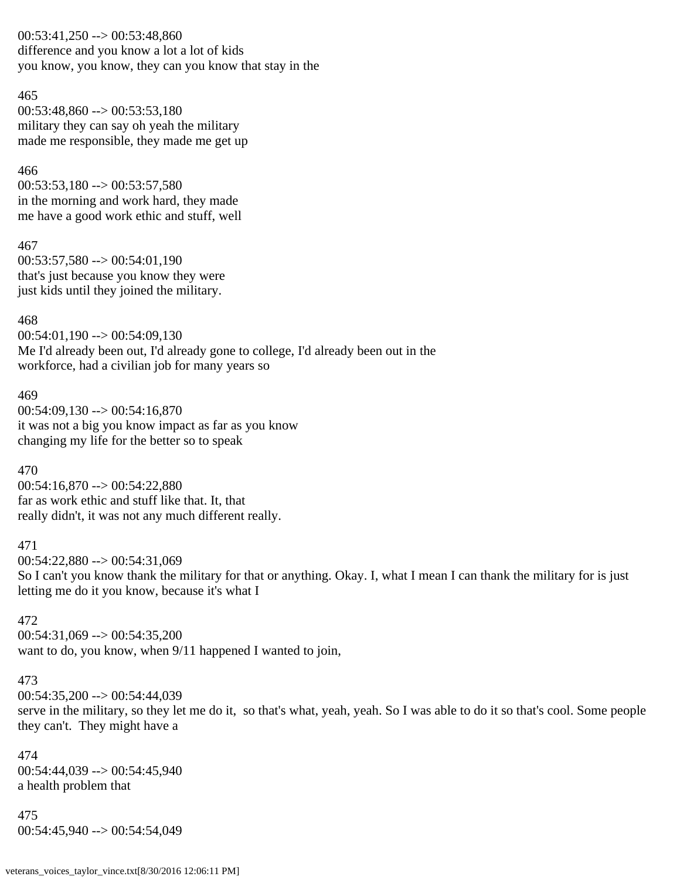00:53:41,250 --> 00:53:48,860
difference and you know a lot a lot of kids
you know, you know, they can you know that stay in the

465
00:53:48,860 --> 00:53:53,180
military they can say oh yeah the military
made me responsible, they made me get up

466
00:53:53,180 --> 00:53:57,580
in the morning and work hard, they made
me have a good work ethic and stuff, well

467
00:53:57,580 --> 00:54:01,190
that's just because you know they were
just kids until they joined the military.

468
00:54:01,190 --> 00:54:09,130
Me I'd already been out, I'd already gone to college, I'd already been out in the
workforce, had a civilian job for many years so

469
00:54:09,130 --> 00:54:16,870
it was not a big you know impact as far as you know
changing my life for the better so to speak

470
00:54:16,870 --> 00:54:22,880
far as work ethic and stuff like that. It, that
really didn't, it was not any much different really.

471
00:54:22,880 --> 00:54:31,069
So I can't you know thank the military for that or anything. Okay. I, what I mean I can thank the military for is just
letting me do it you know, because it's what I

472
00:54:31,069 --> 00:54:35,200
want to do, you know, when 9/11 happened I wanted to join,

473
00:54:35,200 --> 00:54:44,039
serve in the military, so they let me do it, so that's what, yeah, yeah. So I was able to do it so that's cool. Some people
they can't. They might have a

474
00:54:44,039 --> 00:54:45,940
a health problem that

475
00:54:45,940 --> 00:54:54,049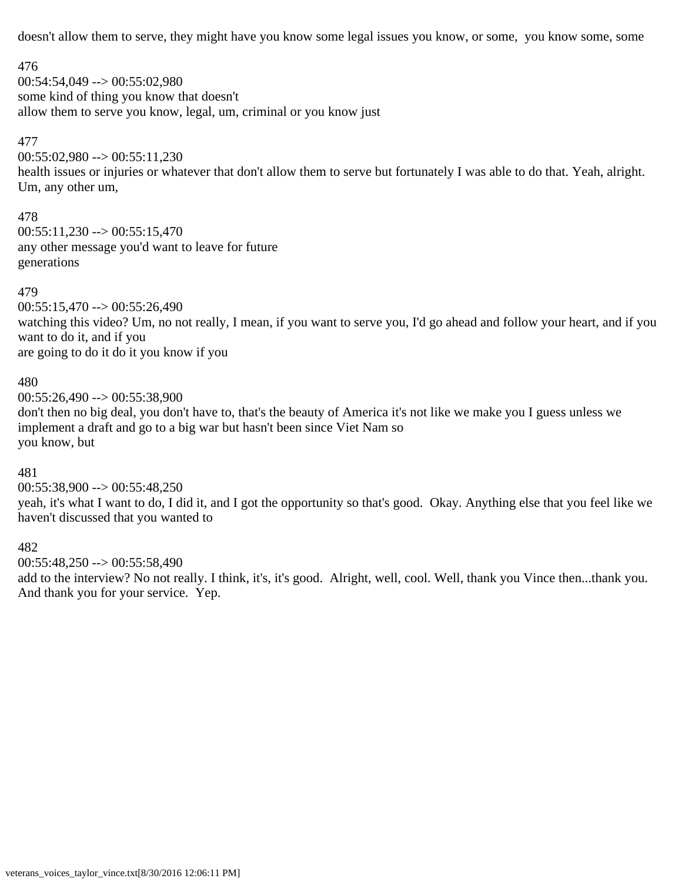doesn't allow them to serve, they might have you know some legal issues you know, or some,  you know some, some

476
00:54:54,049 --> 00:55:02,980
some kind of thing you know that doesn't
allow them to serve you know, legal, um, criminal or you know just

477
00:55:02,980 --> 00:55:11,230
health issues or injuries or whatever that don't allow them to serve but fortunately I was able to do that. Yeah, alright. Um, any other um,

478
00:55:11,230 --> 00:55:15,470
any other message you'd want to leave for future
generations

479
00:55:15,470 --> 00:55:26,490
watching this video? Um, no not really, I mean, if you want to serve you, I'd go ahead and follow your heart, and if you want to do it, and if you
are going to do it do it you know if you

480
00:55:26,490 --> 00:55:38,900
don't then no big deal, you don't have to, that's the beauty of America it's not like we make you I guess unless we implement a draft and go to a big war but hasn't been since Viet Nam so
you know, but

481
00:55:38,900 --> 00:55:48,250
yeah, it's what I want to do, I did it, and I got the opportunity so that's good.  Okay. Anything else that you feel like we haven't discussed that you wanted to

482
00:55:48,250 --> 00:55:58,490
add to the interview? No not really. I think, it's, it's good.  Alright, well, cool. Well, thank you Vince then...thank you. And thank you for your service.  Yep.